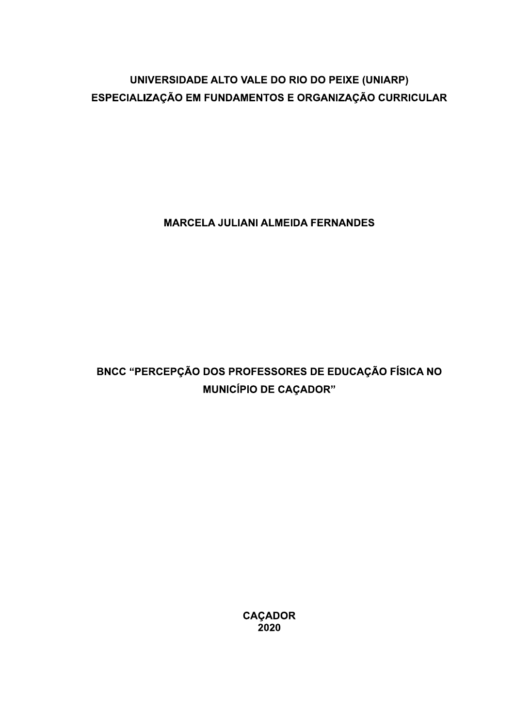**UNIVERSIDADE ALTO VALE DO RIO DO PEIXE (UNIARP)**
**ESPECIALIZAÇÃO EM FUNDAMENTOS E ORGANIZAÇÃO CURRICULAR**

**MARCELA JULIANI ALMEIDA FERNANDES**

# BNCC “PERCEPÇÃO DOS PROFESSORES DE EDUCAÇÃO FÍSICA NO MUNICÍPIO DE CAÇADOR”

**CAÇADOR**
**2020**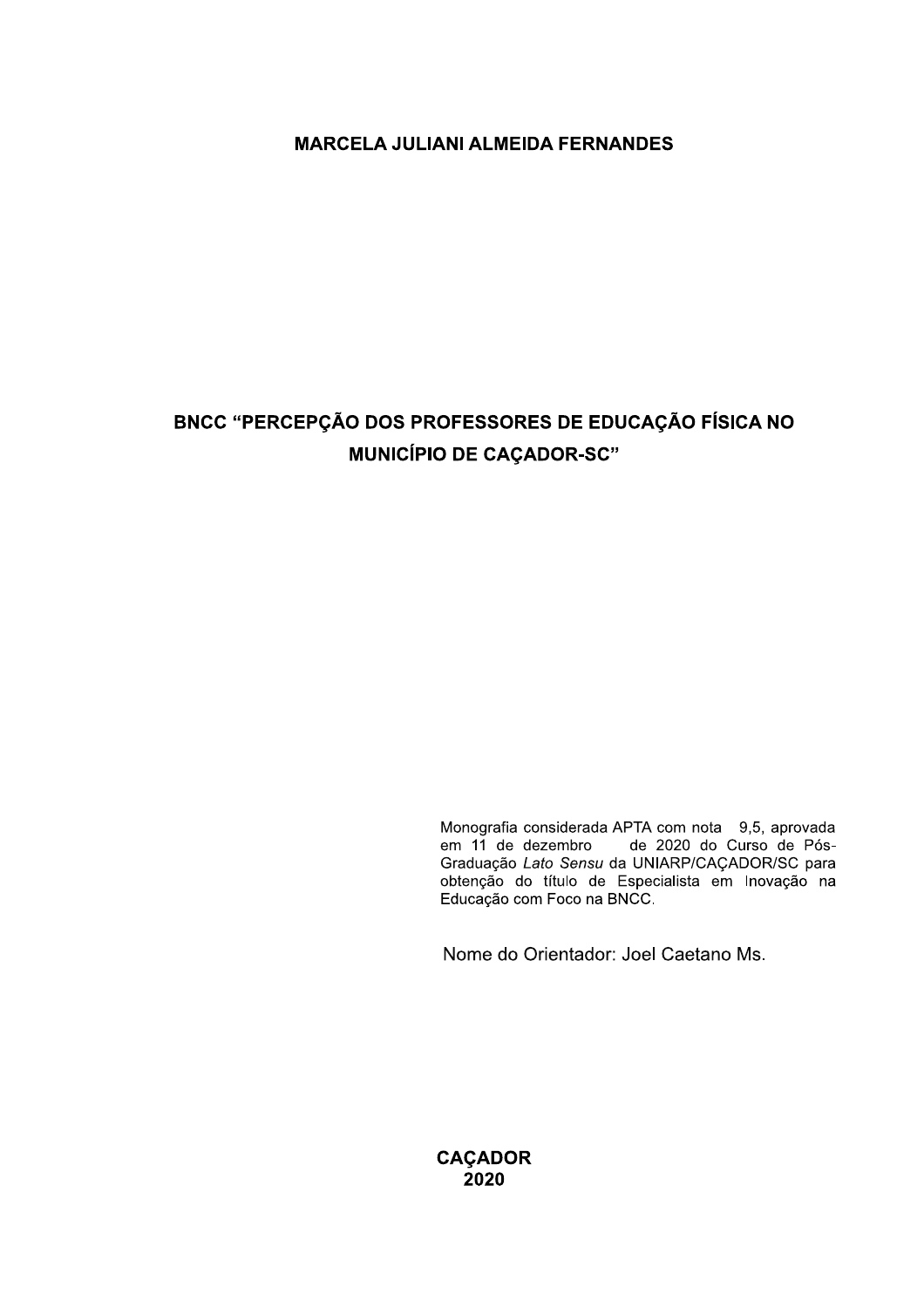**MARCELA JULIANI ALMEIDA FERNANDES**

**BNCC "PERCEPÇÃO DOS PROFESSORES DE EDUCAÇÃO FÍSICA NO MUNICÍPIO DE CAÇADOR-SC"**

Monografia considerada APTA com nota 9,5, aprovada em 11 de dezembro de 2020 do Curso de Pós-Graduação *Lato Sensu* da UNIARP/CAÇADOR/SC para obtenção do título de Especialista em Inovação na Educação com Foco na BNCC.

Nome do Orientador: Joel Caetano Ms.

**CAÇADOR**
**2020**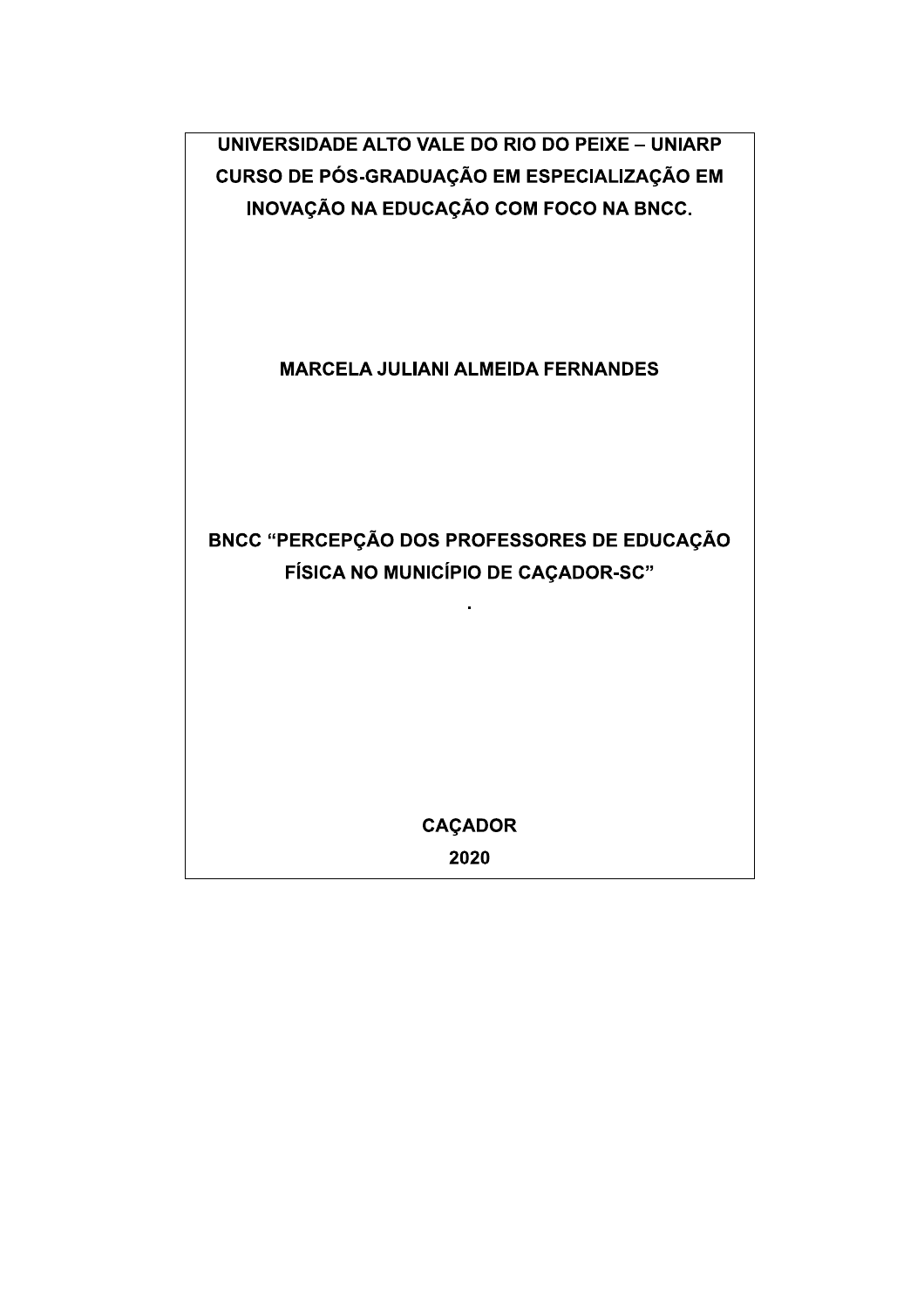**UNIVERSIDADE ALTO VALE DO RIO DO PEIXE – UNIARP**
**CURSO DE PÓS-GRADUAÇÃO EM ESPECIALIZAÇÃO EM INOVAÇÃO NA EDUCAÇÃO COM FOCO NA BNCC.**

**MARCELA JULIANI ALMEIDA FERNANDES**

**BNCC “PERCEPÇÃO DOS PROFESSORES DE EDUCAÇÃO FÍSICA NO MUNICÍPIO DE CAÇADOR-SC”**

**.**

**CAÇADOR**
**2020**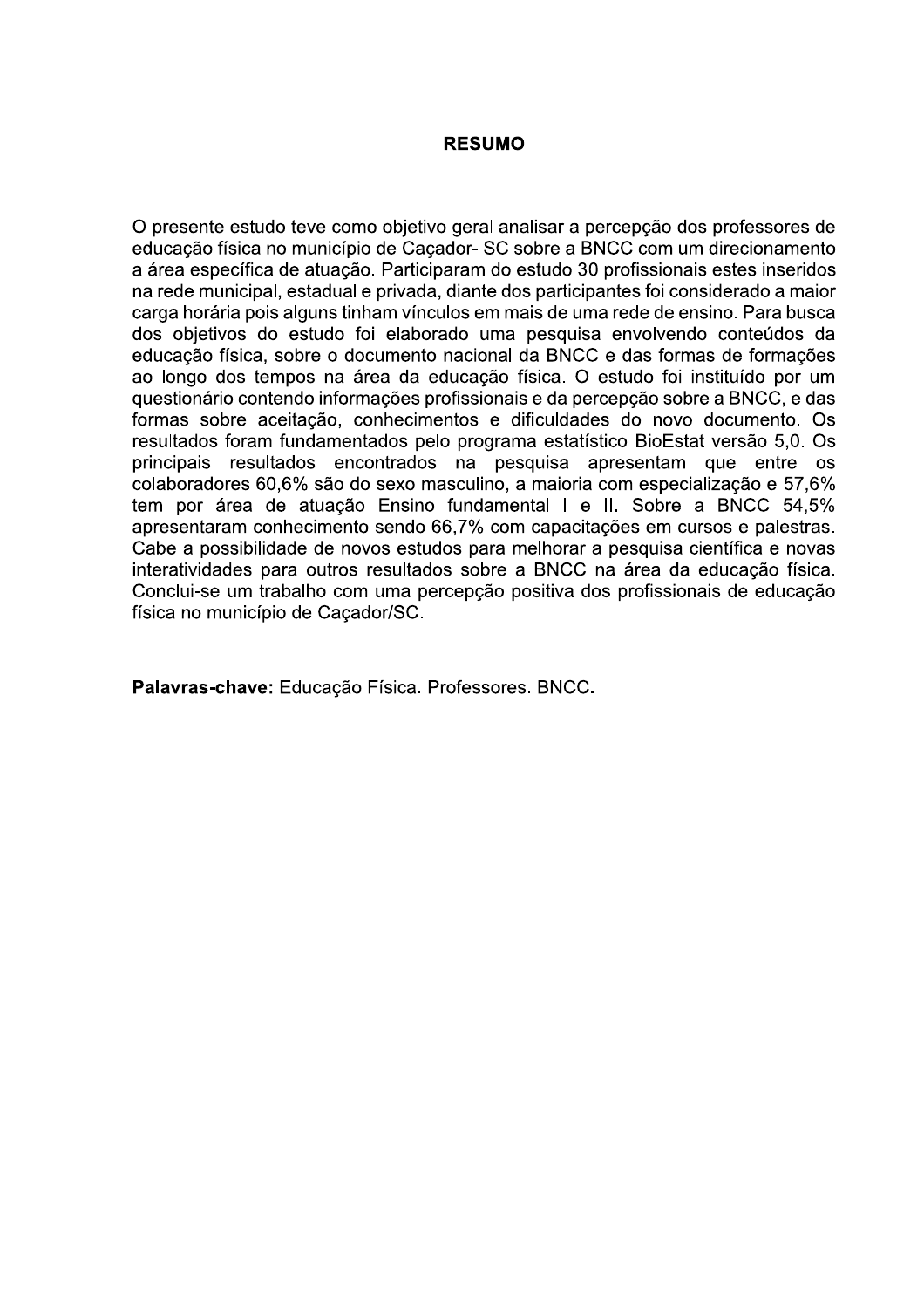# RESUMO

O presente estudo teve como objetivo geral analisar a percepção dos professores de educação física no município de Caçador- SC sobre a BNCC com um direcionamento a área específica de atuação. Participaram do estudo 30 profissionais estes inseridos na rede municipal, estadual e privada, diante dos participantes foi considerado a maior carga horária pois alguns tinham vínculos em mais de uma rede de ensino. Para busca dos objetivos do estudo foi elaborado uma pesquisa envolvendo conteúdos da educação física, sobre o documento nacional da BNCC e das formas de formações ao longo dos tempos na área da educação física. O estudo foi instituído por um questionário contendo informações profissionais e da percepção sobre a BNCC, e das formas sobre aceitação, conhecimentos e dificuldades do novo documento. Os resultados foram fundamentados pelo programa estatístico BioEstat versão 5,0. Os principais resultados encontrados na pesquisa apresentam que entre os colaboradores 60,6% são do sexo masculino, a maioria com especialização e 57,6% tem por área de atuação Ensino fundamental I e II. Sobre a BNCC 54,5% apresentaram conhecimento sendo 66,7% com capacitações em cursos e palestras. Cabe a possibilidade de novos estudos para melhorar a pesquisa científica e novas interatividades para outros resultados sobre a BNCC na área da educação física. Conclui-se um trabalho com uma percepção positiva dos profissionais de educação física no município de Caçador/SC.

**Palavras-chave:** Educação Física. Professores. BNCC.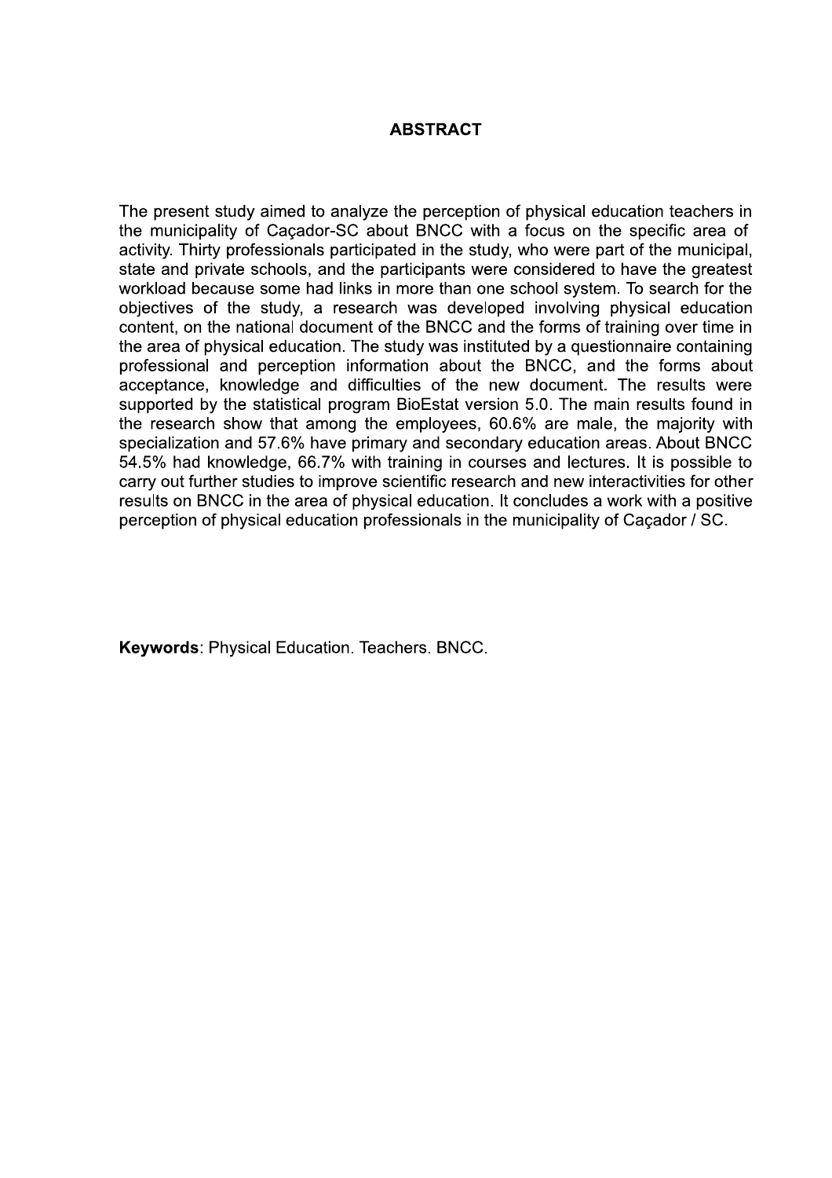# ABSTRACT

The present study aimed to analyze the perception of physical education teachers in the municipality of Caçador-SC about BNCC with a focus on the specific area of activity. Thirty professionals participated in the study, who were part of the municipal, state and private schools, and the participants were considered to have the greatest workload because some had links in more than one school system. To search for the objectives of the study, a research was developed involving physical education content, on the national document of the BNCC and the forms of training over time in the area of physical education. The study was instituted by a questionnaire containing professional and perception information about the BNCC, and the forms about acceptance, knowledge and difficulties of the new document. The results were supported by the statistical program BioEstat version 5.0. The main results found in the research show that among the employees, 60.6% are male, the majority with specialization and 57.6% have primary and secondary education areas. About BNCC 54.5% had knowledge, 66.7% with training in courses and lectures. It is possible to carry out further studies to improve scientific research and new interactivities for other results on BNCC in the area of physical education. It concludes a work with a positive perception of physical education professionals in the municipality of Caçador / SC.

**Keywords**: Physical Education. Teachers. BNCC.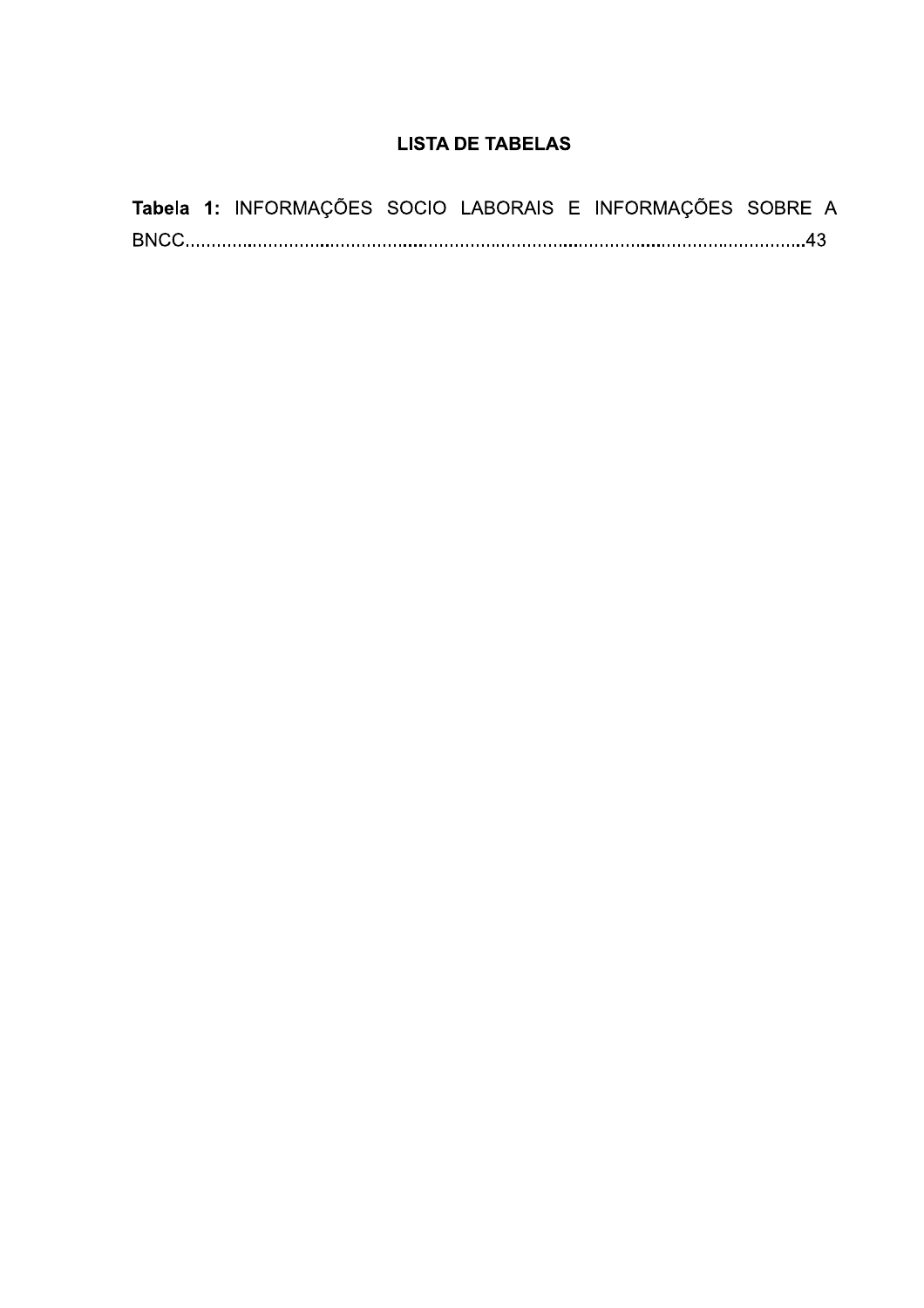## LISTA DE TABELAS

**Tabela 1:** INFORMAÇÕES SOCIO LABORAIS E INFORMAÇÕES SOBRE A BNCC............................................................................................................................43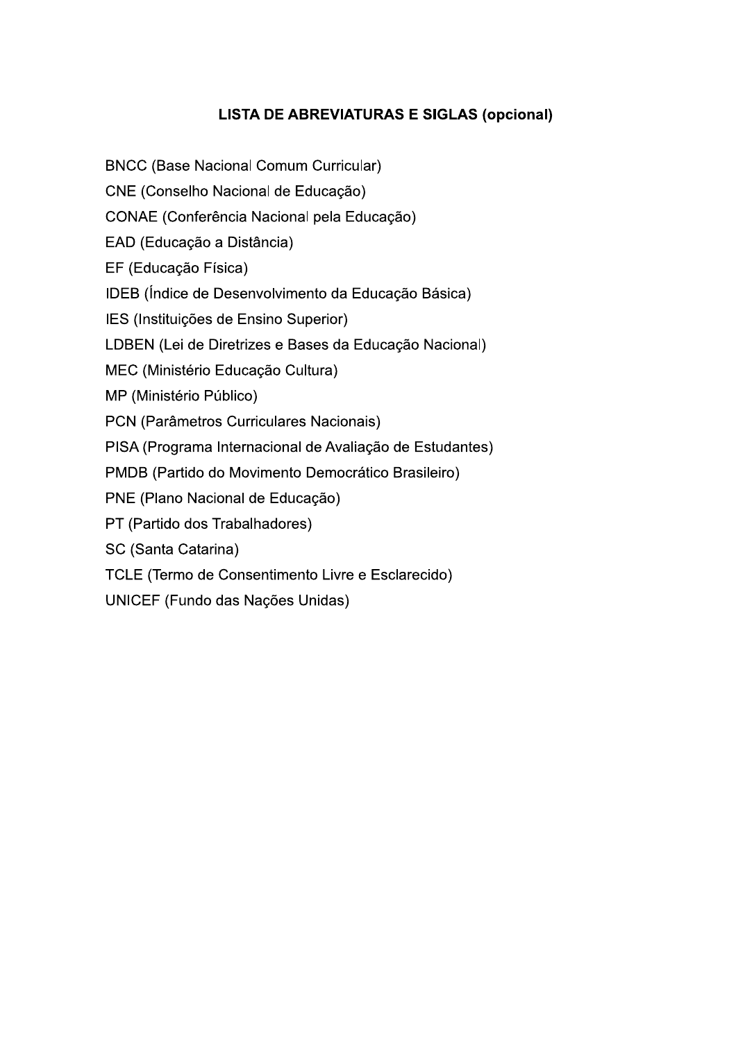## LISTA DE ABREVIATURAS E SIGLAS (opcional)

BNCC (Base Nacional Comum Curricular)

CNE (Conselho Nacional de Educação)

CONAE (Conferência Nacional pela Educação)

EAD (Educação a Distância)

EF (Educação Física)

IDEB (Índice de Desenvolvimento da Educação Básica)

IES (Instituições de Ensino Superior)

LDBEN (Lei de Diretrizes e Bases da Educação Nacional)

MEC (Ministério Educação Cultura)

MP (Ministério Público)

PCN (Parâmetros Curriculares Nacionais)

PISA (Programa Internacional de Avaliação de Estudantes)

PMDB (Partido do Movimento Democrático Brasileiro)

PNE (Plano Nacional de Educação)

PT (Partido dos Trabalhadores)

SC (Santa Catarina)

TCLE (Termo de Consentimento Livre e Esclarecido)

UNICEF (Fundo das Nações Unidas)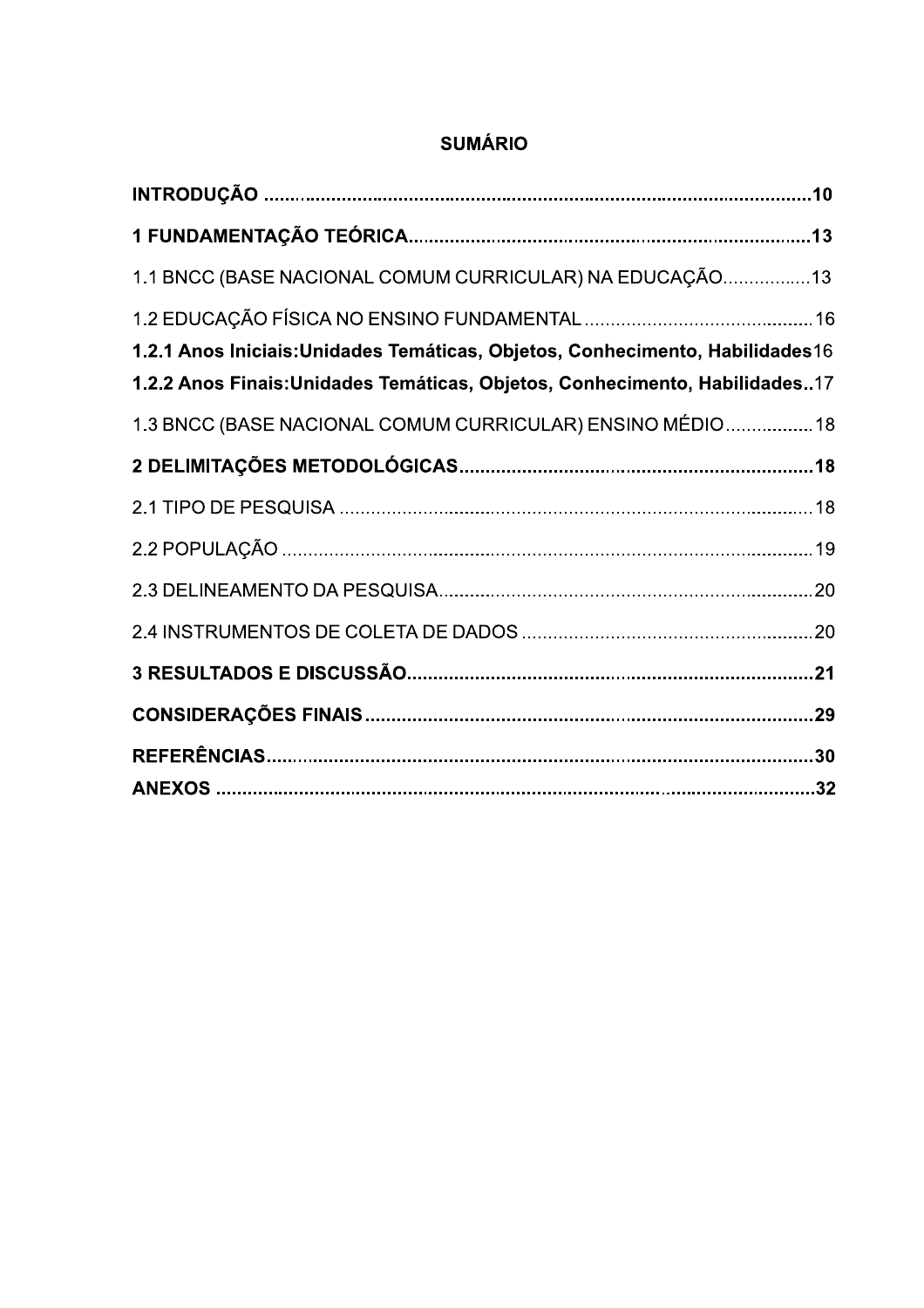**SUMÁRIO**

**INTRODUÇÃO** ........................................................................................................**10**

**1 FUNDAMENTAÇÃO TEÓRICA**..........................................................................**13**

1.1 BNCC (BASE NACIONAL COMUM CURRICULAR) NA EDUCAÇÃO................13

1.2 EDUCAÇÃO FÍSICA NO ENSINO FUNDAMENTAL ..........................................16

**1.2.1 Anos Iniciais:Unidades Temáticas, Objetos, Conhecimento, Habilidades**16

**1.2.2 Anos Finais:Unidades Temáticas, Objetos, Conhecimento, Habilidades**..17

1.3 BNCC (BASE NACIONAL COMUM CURRICULAR) ENSINO MÉDIO.................18

**2 DELIMITAÇÕES METODOLÓGICAS**.................................................................**18**

2.1 TIPO DE PESQUISA ............................................................................................18

2.2 POPULAÇÃO .......................................................................................................19

2.3 DELINEAMENTO DA PESQUISA.........................................................................20

2.4 INSTRUMENTOS DE COLETA DE DADOS ........................................................20

**3 RESULTADOS E DISCUSSÃO**...........................................................................**21**

**CONSIDERAÇÕES FINAIS**.....................................................................................**29**

**REFERÊNCIAS**.......................................................................................................**30**

**ANEXOS** .................................................................................................................**32**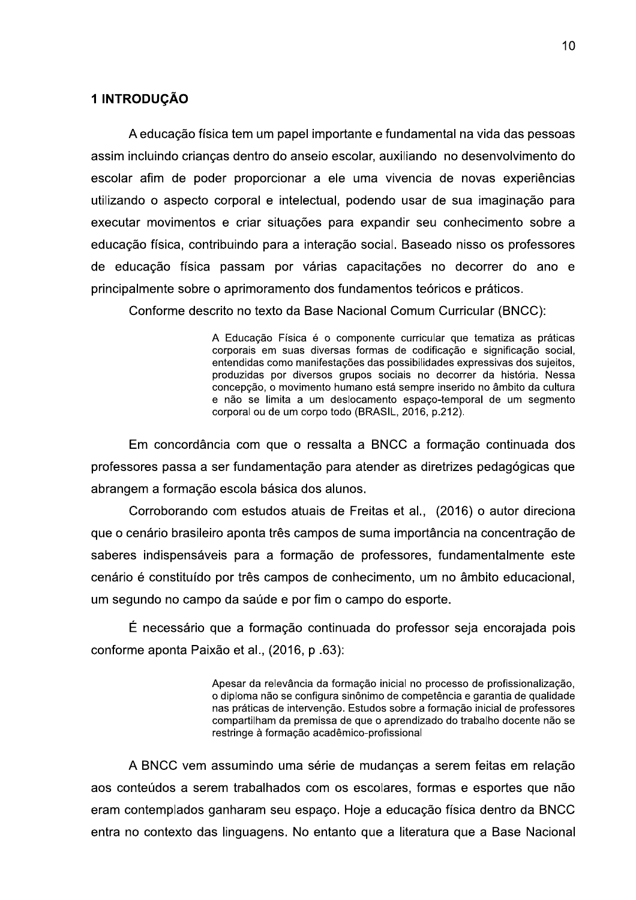# 1 INTRODUÇÃO

A educação física tem um papel importante e fundamental na vida das pessoas assim incluindo crianças dentro do anseio escolar, auxiliando no desenvolvimento do escolar afim de poder proporcionar a ele uma vivencia de novas experiências utilizando o aspecto corporal e intelectual, podendo usar de sua imaginação para executar movimentos e criar situações para expandir seu conhecimento sobre a educação física, contribuindo para a interação social. Baseado nisso os professores de educação física passam por várias capacitações no decorrer do ano e principalmente sobre o aprimoramento dos fundamentos teóricos e práticos.

Conforme descrito no texto da Base Nacional Comum Curricular (BNCC):

> A Educação Física é o componente curricular que tematiza as práticas corporais em suas diversas formas de codificação e significação social, entendidas como manifestações das possibilidades expressivas dos sujeitos, produzidas por diversos grupos sociais no decorrer da história. Nessa concepção, o movimento humano está sempre inserido no âmbito da cultura e não se limita a um deslocamento espaço-temporal de um segmento corporal ou de um corpo todo (BRASIL, 2016, p.212).

Em concordância com que o ressalta a BNCC a formação continuada dos professores passa a ser fundamentação para atender as diretrizes pedagógicas que abrangem a formação escola básica dos alunos.

Corroborando com estudos atuais de Freitas et al., (2016) o autor direciona que o cenário brasileiro aponta três campos de suma importância na concentração de saberes indispensáveis para a formação de professores, fundamentalmente este cenário é constituído por três campos de conhecimento, um no âmbito educacional, um segundo no campo da saúde e por fim o campo do esporte.

É necessário que a formação continuada do professor seja encorajada pois conforme aponta Paixão et al., (2016, p .63):

> Apesar da relevância da formação inicial no processo de profissionalização, o diploma não se configura sinônimo de competência e garantia de qualidade nas práticas de intervenção. Estudos sobre a formação inicial de professores compartilham da premissa de que o aprendizado do trabalho docente não se restringe à formação acadêmico-profissional

A BNCC vem assumindo uma série de mudanças a serem feitas em relação aos conteúdos a serem trabalhados com os escolares, formas e esportes que não eram contemplados ganharam seu espaço. Hoje a educação física dentro da BNCC entra no contexto das linguagens. No entanto que a literatura que a Base Nacional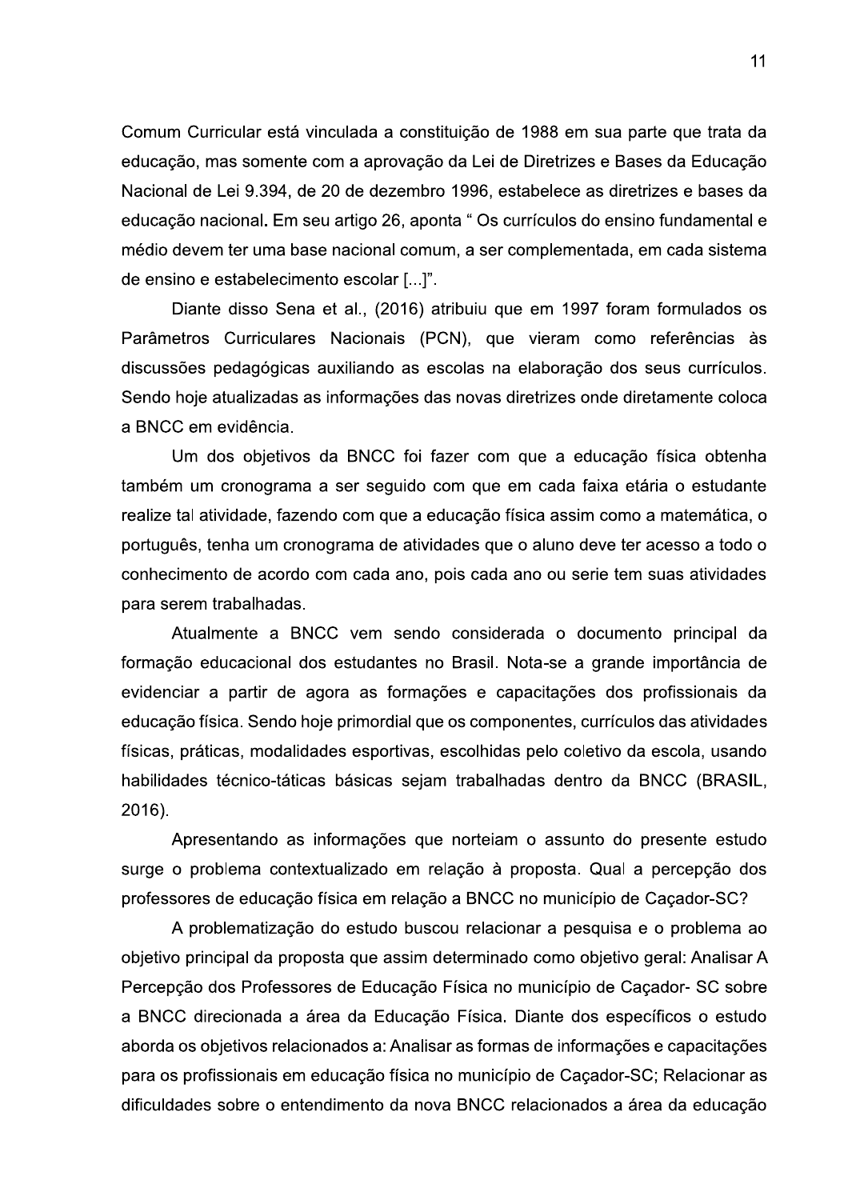Comum Curricular está vinculada a constituição de 1988 em sua parte que trata da educação, mas somente com a aprovação da Lei de Diretrizes e Bases da Educação Nacional de Lei 9.394, de 20 de dezembro 1996, estabelece as diretrizes e bases da educação nacional. Em seu artigo 26, aponta " Os currículos do ensino fundamental e médio devem ter uma base nacional comum, a ser complementada, em cada sistema de ensino e estabelecimento escolar [...]".

Diante disso Sena et al., (2016) atribuiu que em 1997 foram formulados os Parâmetros Curriculares Nacionais (PCN), que vieram como referências às discussões pedagógicas auxiliando as escolas na elaboração dos seus currículos. Sendo hoje atualizadas as informações das novas diretrizes onde diretamente coloca a BNCC em evidência.

Um dos objetivos da BNCC foi fazer com que a educação física obtenha também um cronograma a ser seguido com que em cada faixa etária o estudante realize tal atividade, fazendo com que a educação física assim como a matemática, o português, tenha um cronograma de atividades que o aluno deve ter acesso a todo o conhecimento de acordo com cada ano, pois cada ano ou serie tem suas atividades para serem trabalhadas.

Atualmente a BNCC vem sendo considerada o documento principal da formação educacional dos estudantes no Brasil. Nota-se a grande importância de evidenciar a partir de agora as formações e capacitações dos profissionais da educação física. Sendo hoje primordial que os componentes, currículos das atividades físicas, práticas, modalidades esportivas, escolhidas pelo coletivo da escola, usando habilidades técnico-táticas básicas sejam trabalhadas dentro da BNCC (BRASIL, 2016).

Apresentando as informações que norteiam o assunto do presente estudo surge o problema contextualizado em relação à proposta. Qual a percepção dos professores de educação física em relação a BNCC no município de Caçador-SC?

A problematização do estudo buscou relacionar a pesquisa e o problema ao objetivo principal da proposta que assim determinado como objetivo geral: Analisar A Percepção dos Professores de Educação Física no município de Caçador- SC sobre a BNCC direcionada a área da Educação Física. Diante dos específicos o estudo aborda os objetivos relacionados a: Analisar as formas de informações e capacitações para os profissionais em educação física no município de Caçador-SC; Relacionar as dificuldades sobre o entendimento da nova BNCC relacionados a área da educação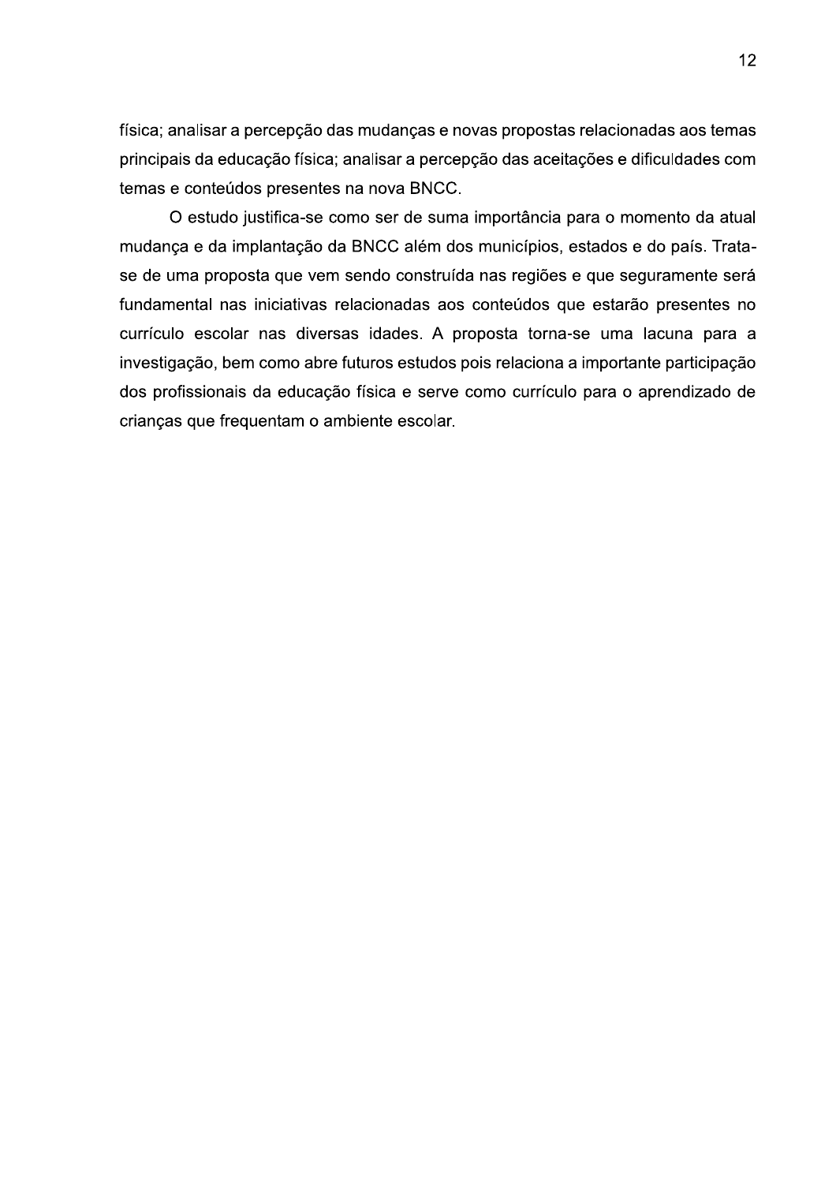física; analisar a percepção das mudanças e novas propostas relacionadas aos temas principais da educação física; analisar a percepção das aceitações e dificuldades com temas e conteúdos presentes na nova BNCC.

O estudo justifica-se como ser de suma importância para o momento da atual mudança e da implantação da BNCC além dos municípios, estados e do país. Trata-se de uma proposta que vem sendo construída nas regiões e que seguramente será fundamental nas iniciativas relacionadas aos conteúdos que estarão presentes no currículo escolar nas diversas idades. A proposta torna-se uma lacuna para a investigação, bem como abre futuros estudos pois relaciona a importante participação dos profissionais da educação física e serve como currículo para o aprendizado de crianças que frequentam o ambiente escolar.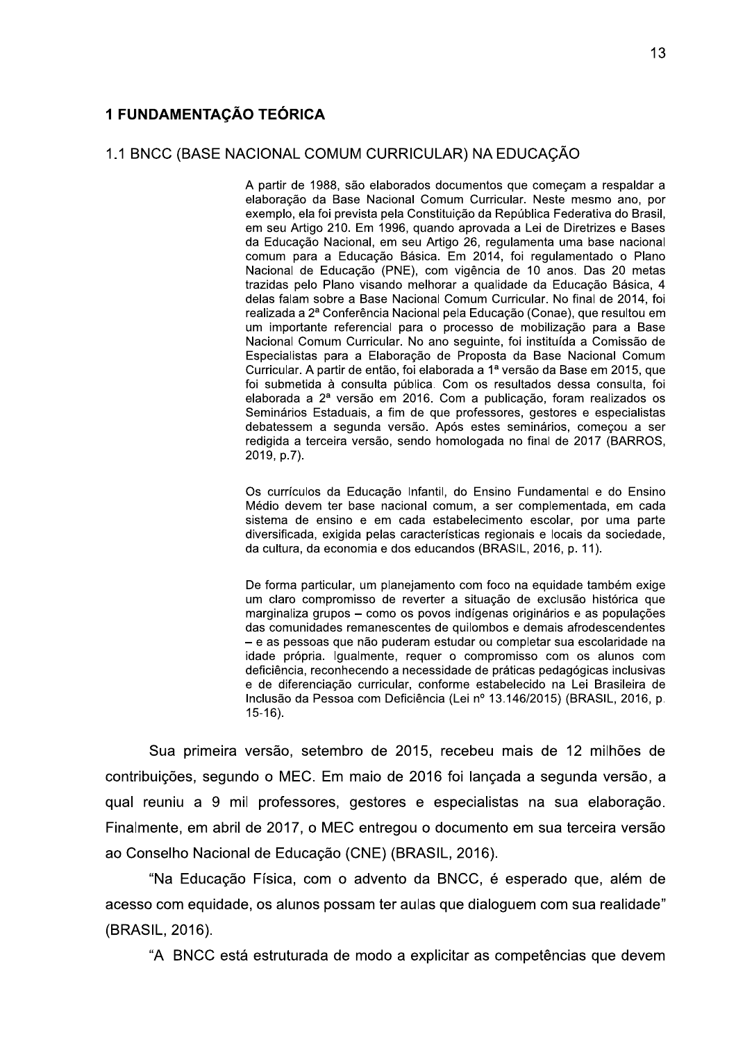# 1 FUNDAMENTAÇÃO TEÓRICA

## 1.1 BNCC (BASE NACIONAL COMUM CURRICULAR) NA EDUCAÇÃO

> A partir de 1988, são elaborados documentos que começam a respaldar a elaboração da Base Nacional Comum Curricular. Neste mesmo ano, por exemplo, ela foi prevista pela Constituição da República Federativa do Brasil, em seu Artigo 210. Em 1996, quando aprovada a Lei de Diretrizes e Bases da Educação Nacional, em seu Artigo 26, regulamenta uma base nacional comum para a Educação Básica. Em 2014, foi regulamentado o Plano Nacional de Educação (PNE), com vigência de 10 anos. Das 20 metas trazidas pelo Plano visando melhorar a qualidade da Educação Básica, 4 delas falam sobre a Base Nacional Comum Curricular. No final de 2014, foi realizada a 2ª Conferência Nacional pela Educação (Conae), que resultou em um importante referencial para o processo de mobilização para a Base Nacional Comum Curricular. No ano seguinte, foi instituída a Comissão de Especialistas para a Elaboração de Proposta da Base Nacional Comum Curricular. A partir de então, foi elaborada a 1ª versão da Base em 2015, que foi submetida à consulta pública. Com os resultados dessa consulta, foi elaborada a 2ª versão em 2016. Com a publicação, foram realizados os Seminários Estaduais, a fim de que professores, gestores e especialistas debatessem a segunda versão. Após estes seminários, começou a ser redigida a terceira versão, sendo homologada no final de 2017 (BARROS, 2019, p.7).

> Os currículos da Educação Infantil, do Ensino Fundamental e do Ensino Médio devem ter base nacional comum, a ser complementada, em cada sistema de ensino e em cada estabelecimento escolar, por uma parte diversificada, exigida pelas características regionais e locais da sociedade, da cultura, da economia e dos educandos (BRASIL, 2016, p. 11).

> De forma particular, um planejamento com foco na equidade também exige um claro compromisso de reverter a situação de exclusão histórica que marginaliza grupos – como os povos indígenas originários e as populações das comunidades remanescentes de quilombos e demais afrodescendentes – e as pessoas que não puderam estudar ou completar sua escolaridade na idade própria. Igualmente, requer o compromisso com os alunos com deficiência, reconhecendo a necessidade de práticas pedagógicas inclusivas e de diferenciação curricular, conforme estabelecido na Lei Brasileira de Inclusão da Pessoa com Deficiência (Lei nº 13.146/2015) (BRASIL, 2016, p. 15-16).

Sua primeira versão, setembro de 2015, recebeu mais de 12 milhões de contribuições, segundo o MEC. Em maio de 2016 foi lançada a segunda versão, a qual reuniu a 9 mil professores, gestores e especialistas na sua elaboração. Finalmente, em abril de 2017, o MEC entregou o documento em sua terceira versão ao Conselho Nacional de Educação (CNE) (BRASIL, 2016).

"Na Educação Física, com o advento da BNCC, é esperado que, além de acesso com equidade, os alunos possam ter aulas que dialoguem com sua realidade" (BRASIL, 2016).

"A BNCC está estruturada de modo a explicitar as competências que devem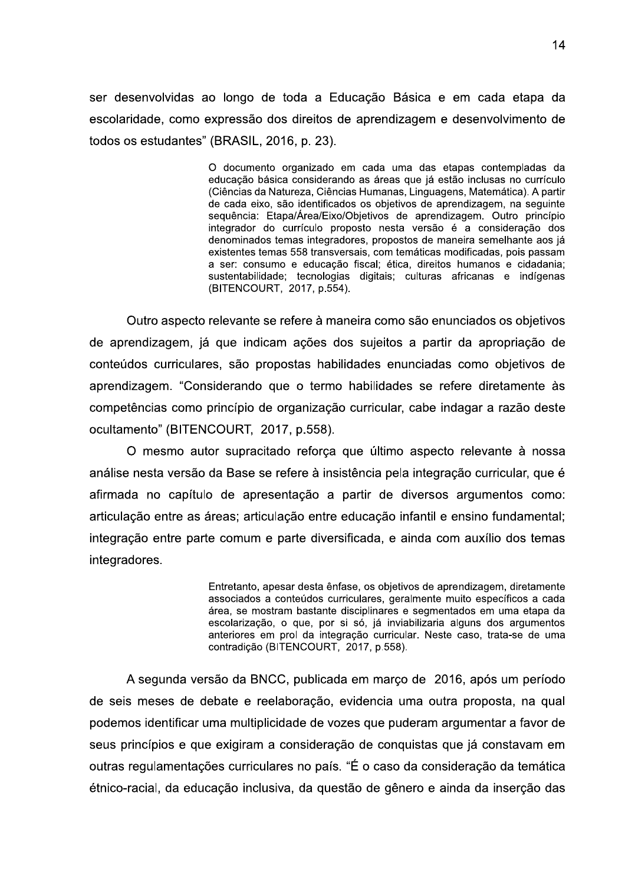ser desenvolvidas ao longo de toda a Educação Básica e em cada etapa da escolaridade, como expressão dos direitos de aprendizagem e desenvolvimento de todos os estudantes" (BRASIL, 2016, p. 23).

> O documento organizado em cada uma das etapas contempladas da educação básica considerando as áreas que já estão inclusas no currículo (Ciências da Natureza, Ciências Humanas, Linguagens, Matemática). A partir de cada eixo, são identificados os objetivos de aprendizagem, na seguinte sequência: Etapa/Área/Eixo/Objetivos de aprendizagem. Outro princípio integrador do currículo proposto nesta versão é a consideração dos denominados temas integradores, propostos de maneira semelhante aos já existentes temas 558 transversais, com temáticas modificadas, pois passam a ser: consumo e educação fiscal; ética, direitos humanos e cidadania; sustentabilidade; tecnologias digitais; culturas africanas e indígenas (BITENCOURT, 2017, p.554).

Outro aspecto relevante se refere à maneira como são enunciados os objetivos de aprendizagem, já que indicam ações dos sujeitos a partir da apropriação de conteúdos curriculares, são propostas habilidades enunciadas como objetivos de aprendizagem. "Considerando que o termo habilidades se refere diretamente às competências como princípio de organização curricular, cabe indagar a razão deste ocultamento" (BITENCOURT, 2017, p.558).

O mesmo autor supracitado reforça que último aspecto relevante à nossa análise nesta versão da Base se refere à insistência pela integração curricular, que é afirmada no capítulo de apresentação a partir de diversos argumentos como: articulação entre as áreas; articulação entre educação infantil e ensino fundamental; integração entre parte comum e parte diversificada, e ainda com auxílio dos temas integradores.

> Entretanto, apesar desta ênfase, os objetivos de aprendizagem, diretamente associados a conteúdos curriculares, geralmente muito específicos a cada área, se mostram bastante disciplinares e segmentados em uma etapa da escolarização, o que, por si só, já inviabilizaria alguns dos argumentos anteriores em prol da integração curricular. Neste caso, trata-se de uma contradição (BITENCOURT, 2017, p.558).

A segunda versão da BNCC, publicada em março de 2016, após um período de seis meses de debate e reelaboração, evidencia uma outra proposta, na qual podemos identificar uma multiplicidade de vozes que puderam argumentar a favor de seus princípios e que exigiram a consideração de conquistas que já constavam em outras regulamentações curriculares no país. "É o caso da consideração da temática étnico-racial, da educação inclusiva, da questão de gênero e ainda da inserção das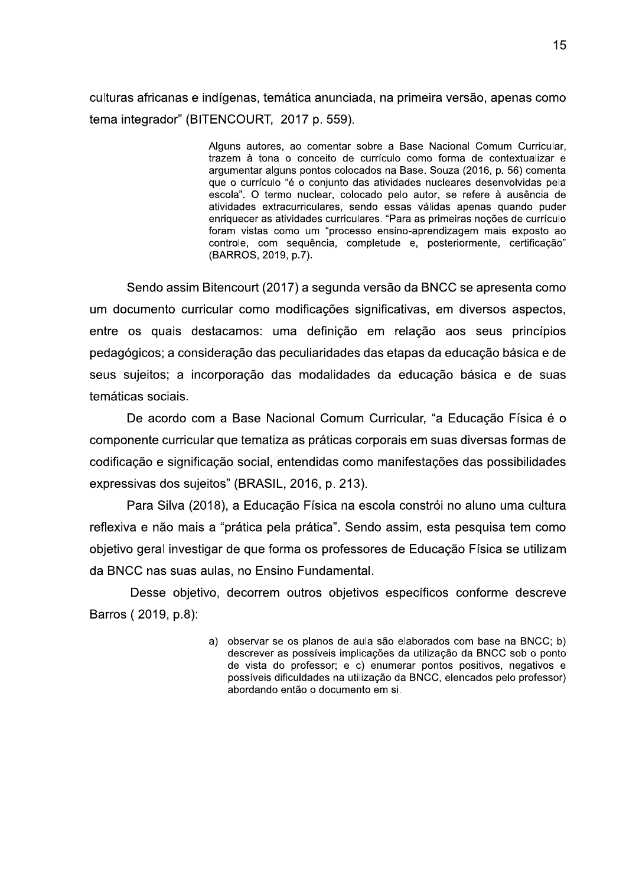culturas africanas e indígenas, temática anunciada, na primeira versão, apenas como tema integrador" (BITENCOURT, 2017 p. 559).

> Alguns autores, ao comentar sobre a Base Nacional Comum Curricular, trazem à tona o conceito de currículo como forma de contextualizar e argumentar alguns pontos colocados na Base. Souza (2016, p. 56) comenta que o currículo "é o conjunto das atividades nucleares desenvolvidas pela escola". O termo nuclear, colocado pelo autor, se refere à ausência de atividades extracurriculares, sendo essas válidas apenas quando puder enriquecer as atividades curriculares. "Para as primeiras noções de currículo foram vistas como um "processo ensino-aprendizagem mais exposto ao controle, com sequência, completude e, posteriormente, certificação" (BARROS, 2019, p.7).

Sendo assim Bitencourt (2017) a segunda versão da BNCC se apresenta como um documento curricular como modificações significativas, em diversos aspectos, entre os quais destacamos: uma definição em relação aos seus princípios pedagógicos; a consideração das peculiaridades das etapas da educação básica e de seus sujeitos; a incorporação das modalidades da educação básica e de suas temáticas sociais.

De acordo com a Base Nacional Comum Curricular, "a Educação Física é o componente curricular que tematiza as práticas corporais em suas diversas formas de codificação e significação social, entendidas como manifestações das possibilidades expressivas dos sujeitos" (BRASIL, 2016, p. 213).

Para Silva (2018), a Educação Física na escola constrói no aluno uma cultura reflexiva e não mais a "prática pela prática". Sendo assim, esta pesquisa tem como objetivo geral investigar de que forma os professores de Educação Física se utilizam da BNCC nas suas aulas, no Ensino Fundamental.

Desse objetivo, decorrem outros objetivos específicos conforme descreve Barros ( 2019, p.8):

> a) observar se os planos de aula são elaborados com base na BNCC; b) descrever as possíveis implicações da utilização da BNCC sob o ponto de vista do professor; e c) enumerar pontos positivos, negativos e possíveis dificuldades na utilização da BNCC, elencados pelo professor) abordando então o documento em si.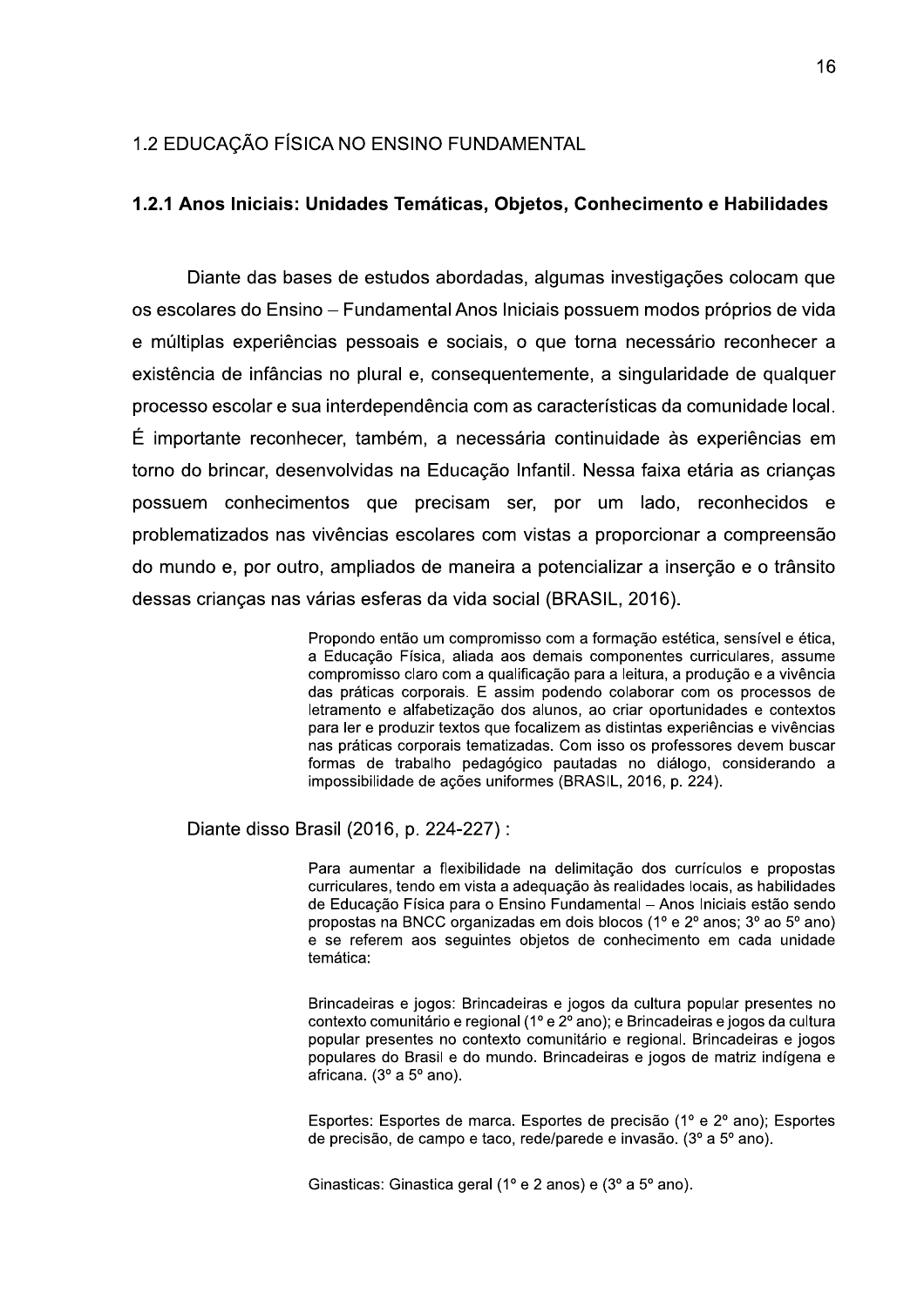## 1.2 EDUCAÇÃO FÍSICA NO ENSINO FUNDAMENTAL

### 1.2.1 Anos Iniciais: Unidades Temáticas, Objetos, Conhecimento e Habilidades

Diante das bases de estudos abordadas, algumas investigações colocam que os escolares do Ensino – Fundamental Anos Iniciais possuem modos próprios de vida e múltiplas experiências pessoais e sociais, o que torna necessário reconhecer a existência de infâncias no plural e, consequentemente, a singularidade de qualquer processo escolar e sua interdependência com as características da comunidade local. É importante reconhecer, também, a necessária continuidade às experiências em torno do brincar, desenvolvidas na Educação Infantil. Nessa faixa etária as crianças possuem conhecimentos que precisam ser, por um lado, reconhecidos e problematizados nas vivências escolares com vistas a proporcionar a compreensão do mundo e, por outro, ampliados de maneira a potencializar a inserção e o trânsito dessas crianças nas várias esferas da vida social (BRASIL, 2016).

> Propondo então um compromisso com a formação estética, sensível e ética, a Educação Física, aliada aos demais componentes curriculares, assume compromisso claro com a qualificação para a leitura, a produção e a vivência das práticas corporais. E assim podendo colaborar com os processos de letramento e alfabetização dos alunos, ao criar oportunidades e contextos para ler e produzir textos que focalizem as distintas experiências e vivências nas práticas corporais tematizadas. Com isso os professores devem buscar formas de trabalho pedagógico pautadas no diálogo, considerando a impossibilidade de ações uniformes (BRASIL, 2016, p. 224).

Diante disso Brasil (2016, p. 224-227) :

> Para aumentar a flexibilidade na delimitação dos currículos e propostas curriculares, tendo em vista a adequação às realidades locais, as habilidades de Educação Física para o Ensino Fundamental – Anos Iniciais estão sendo propostas na BNCC organizadas em dois blocos (1º e 2º anos; 3º ao 5º ano) e se referem aos seguintes objetos de conhecimento em cada unidade temática:
>
> Brincadeiras e jogos: Brincadeiras e jogos da cultura popular presentes no contexto comunitário e regional (1º e 2º ano); e Brincadeiras e jogos da cultura popular presentes no contexto comunitário e regional. Brincadeiras e jogos populares do Brasil e do mundo. Brincadeiras e jogos de matriz indígena e africana. (3º a 5º ano).
>
> Esportes: Esportes de marca. Esportes de precisão (1º e 2º ano); Esportes de precisão, de campo e taco, rede/parede e invasão. (3º a 5º ano).
>
> Ginasticas: Ginastica geral (1º e 2 anos) e (3º a 5º ano).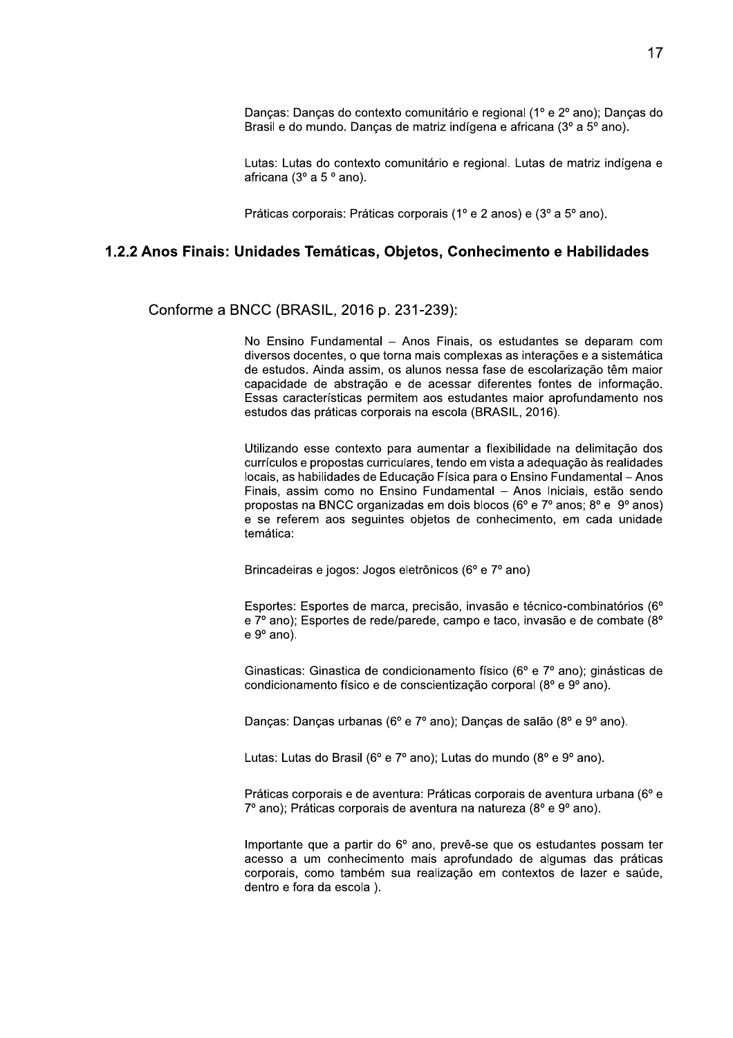Danças: Danças do contexto comunitário e regional (1º e 2º ano); Danças do Brasil e do mundo. Danças de matriz indígena e africana (3º a 5º ano).

Lutas: Lutas do contexto comunitário e regional. Lutas de matriz indígena e africana (3º a 5 º ano).

Práticas corporais: Práticas corporais (1º e 2 anos) e (3º a 5º ano).

### 1.2.2 Anos Finais: Unidades Temáticas, Objetos, Conhecimento e Habilidades

Conforme a BNCC (BRASIL, 2016 p. 231-239):

> No Ensino Fundamental – Anos Finais, os estudantes se deparam com diversos docentes, o que torna mais complexas as interações e a sistemática de estudos. Ainda assim, os alunos nessa fase de escolarização têm maior capacidade de abstração e de acessar diferentes fontes de informação. Essas características permitem aos estudantes maior aprofundamento nos estudos das práticas corporais na escola (BRASIL, 2016).
>
> Utilizando esse contexto para aumentar a flexibilidade na delimitação dos currículos e propostas curriculares, tendo em vista a adequação às realidades locais, as habilidades de Educação Física para o Ensino Fundamental – Anos Finais, assim como no Ensino Fundamental – Anos Iniciais, estão sendo propostas na BNCC organizadas em dois blocos (6º e 7º anos; 8º e 9º anos) e se referem aos seguintes objetos de conhecimento, em cada unidade temática:
>
> Brincadeiras e jogos: Jogos eletrônicos (6º e 7º ano)
>
> Esportes: Esportes de marca, precisão, invasão e técnico-combinatórios (6º e 7º ano); Esportes de rede/parede, campo e taco, invasão e de combate (8º e 9º ano).
>
> Ginasticas: Ginastica de condicionamento físico (6º e 7º ano); ginásticas de condicionamento físico e de conscientização corporal (8º e 9º ano).
>
> Danças: Danças urbanas (6º e 7º ano); Danças de salão (8º e 9º ano).
>
> Lutas: Lutas do Brasil (6º e 7º ano); Lutas do mundo (8º e 9º ano).
>
> Práticas corporais e de aventura: Práticas corporais de aventura urbana (6º e 7º ano); Práticas corporais de aventura na natureza (8º e 9º ano).
>
> Importante que a partir do 6º ano, prevê-se que os estudantes possam ter acesso a um conhecimento mais aprofundado de algumas das práticas corporais, como também sua realização em contextos de lazer e saúde, dentro e fora da escola ).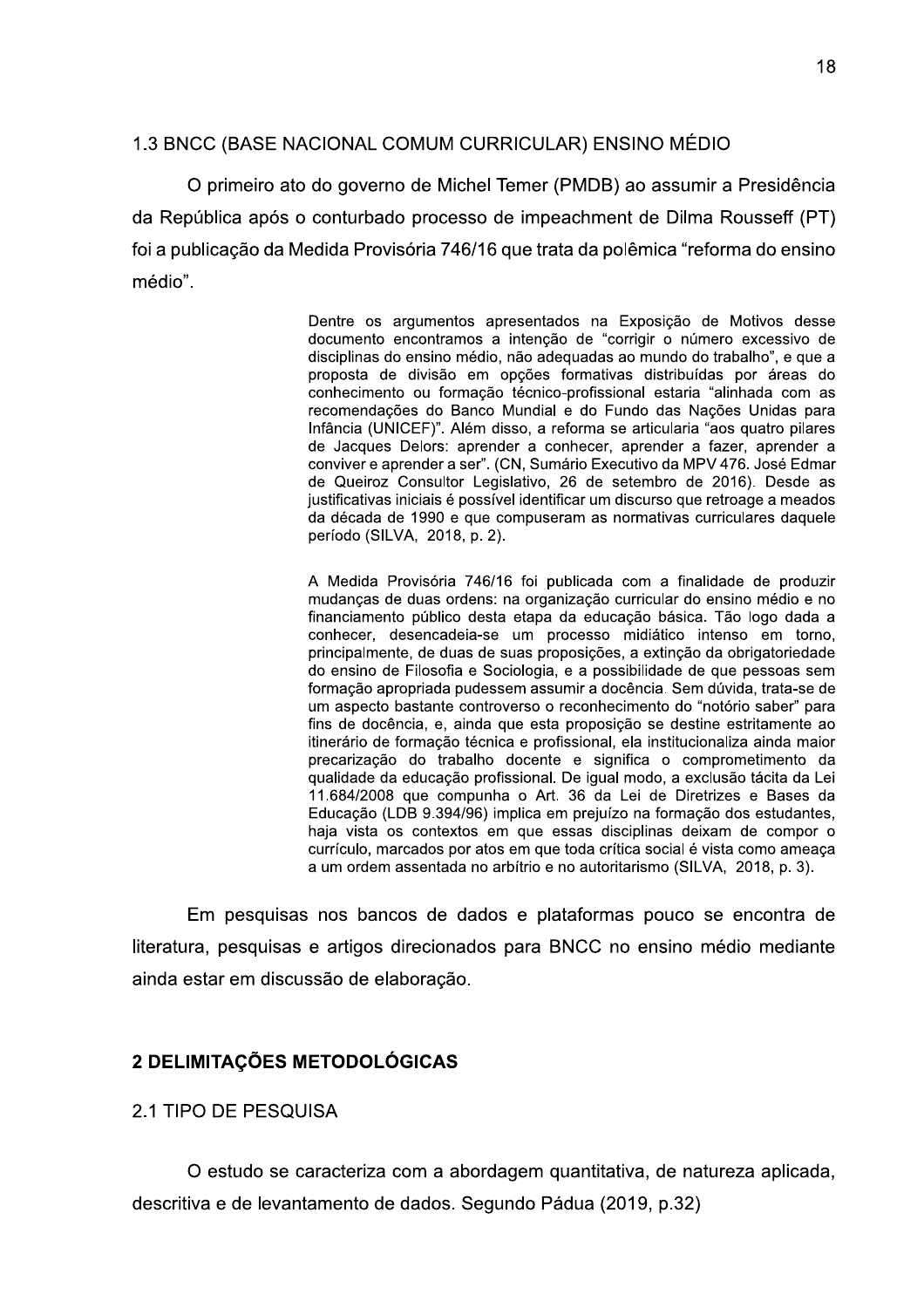## 1.3 BNCC (BASE NACIONAL COMUM CURRICULAR) ENSINO MÉDIO

O primeiro ato do governo de Michel Temer (PMDB) ao assumir a Presidência da República após o conturbado processo de impeachment de Dilma Rousseff (PT) foi a publicação da Medida Provisória 746/16 que trata da polêmica "reforma do ensino médio".

> Dentre os argumentos apresentados na Exposição de Motivos desse documento encontramos a intenção de "corrigir o número excessivo de disciplinas do ensino médio, não adequadas ao mundo do trabalho", e que a proposta de divisão em opções formativas distribuídas por áreas do conhecimento ou formação técnico-profissional estaria "alinhada com as recomendações do Banco Mundial e do Fundo das Nações Unidas para Infância (UNICEF)". Além disso, a reforma se articularia "aos quatro pilares de Jacques Delors: aprender a conhecer, aprender a fazer, aprender a conviver e aprender a ser". (CN, Sumário Executivo da MPV 476. José Edmar de Queiroz Consultor Legislativo, 26 de setembro de 2016). Desde as justificativas iniciais é possível identificar um discurso que retroage a meados da década de 1990 e que compuseram as normativas curriculares daquele período (SILVA, 2018, p. 2).

> A Medida Provisória 746/16 foi publicada com a finalidade de produzir mudanças de duas ordens: na organização curricular do ensino médio e no financiamento público desta etapa da educação básica. Tão logo dada a conhecer, desencadeia-se um processo midiático intenso em torno, principalmente, de duas de suas proposições, a extinção da obrigatoriedade do ensino de Filosofia e Sociologia, e a possibilidade de que pessoas sem formação apropriada pudessem assumir a docência. Sem dúvida, trata-se de um aspecto bastante controverso o reconhecimento do "notório saber" para fins de docência, e, ainda que esta proposição se destine estritamente ao itinerário de formação técnica e profissional, ela institucionaliza ainda maior precarização do trabalho docente e significa o comprometimento da qualidade da educação profissional. De igual modo, a exclusão tácita da Lei 11.684/2008 que compunha o Art. 36 da Lei de Diretrizes e Bases da Educação (LDB 9.394/96) implica em prejuízo na formação dos estudantes, haja vista os contextos em que essas disciplinas deixam de compor o currículo, marcados por atos em que toda crítica social é vista como ameaça a um ordem assentada no arbítrio e no autoritarismo (SILVA, 2018, p. 3).

Em pesquisas nos bancos de dados e plataformas pouco se encontra de literatura, pesquisas e artigos direcionados para BNCC no ensino médio mediante ainda estar em discussão de elaboração.

# 2 DELIMITAÇÕES METODOLÓGICAS

## 2.1 TIPO DE PESQUISA

O estudo se caracteriza com a abordagem quantitativa, de natureza aplicada, descritiva e de levantamento de dados. Segundo Pádua (2019, p.32)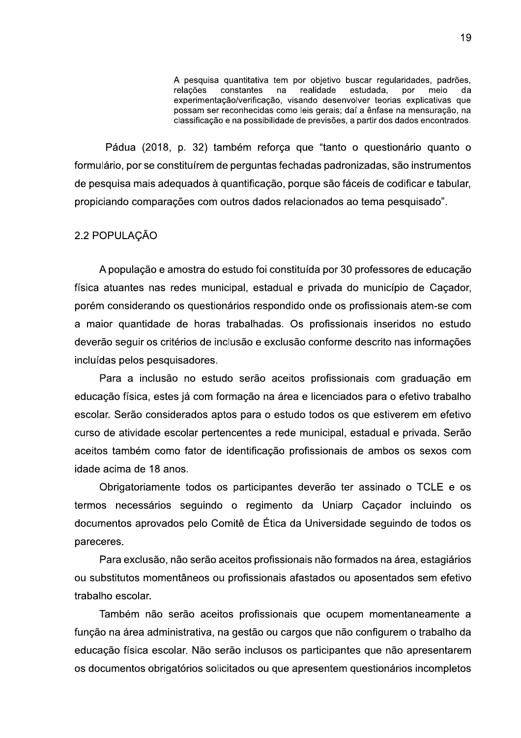> A pesquisa quantitativa tem por objetivo buscar regularidades, padrões, relações constantes na realidade estudada, por meio da experimentação/verificação, visando desenvolver teorias explicativas que possam ser reconhecidas como leis gerais; daí a ênfase na mensuração, na classificação e na possibilidade de previsões, a partir dos dados encontrados.

Pádua (2018, p. 32) também reforça que "tanto o questionário quanto o formulário, por se constituírem de perguntas fechadas padronizadas, são instrumentos de pesquisa mais adequados à quantificação, porque são fáceis de codificar e tabular, propiciando comparações com outros dados relacionados ao tema pesquisado".

## 2.2 POPULAÇÃO

A população e amostra do estudo foi constituída por 30 professores de educação física atuantes nas redes municipal, estadual e privada do município de Caçador, porém considerando os questionários respondido onde os profissionais atem-se com a maior quantidade de horas trabalhadas. Os profissionais inseridos no estudo deverão seguir os critérios de inclusão e exclusão conforme descrito nas informações incluídas pelos pesquisadores.

Para a inclusão no estudo serão aceitos profissionais com graduação em educação física, estes já com formação na área e licenciados para o efetivo trabalho escolar. Serão considerados aptos para o estudo todos os que estiverem em efetivo curso de atividade escolar pertencentes a rede municipal, estadual e privada. Serão aceitos também como fator de identificação profissionais de ambos os sexos com idade acima de 18 anos.

Obrigatoriamente todos os participantes deverão ter assinado o TCLE e os termos necessários seguindo o regimento da Uniarp Caçador incluindo os documentos aprovados pelo Comitê de Ética da Universidade seguindo de todos os pareceres.

Para exclusão, não serão aceitos profissionais não formados na área, estagiários ou substitutos momentâneos ou profissionais afastados ou aposentados sem efetivo trabalho escolar.

Também não serão aceitos profissionais que ocupem momentaneamente a função na área administrativa, na gestão ou cargos que não configurem o trabalho da educação física escolar. Não serão inclusos os participantes que não apresentarem os documentos obrigatórios solicitados ou que apresentem questionários incompletos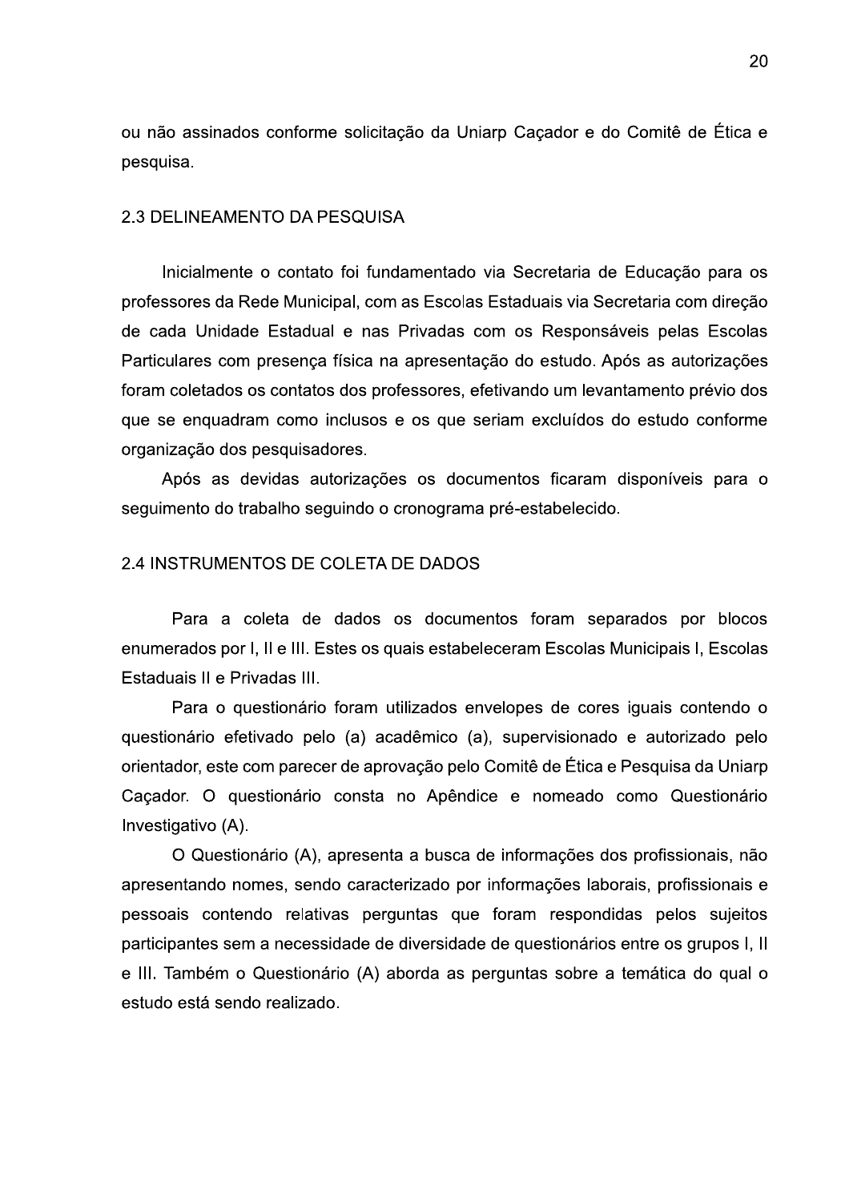ou não assinados conforme solicitação da Uniarp Caçador e do Comitê de Ética e pesquisa.

## 2.3 DELINEAMENTO DA PESQUISA

Inicialmente o contato foi fundamentado via Secretaria de Educação para os professores da Rede Municipal, com as Escolas Estaduais via Secretaria com direção de cada Unidade Estadual e nas Privadas com os Responsáveis pelas Escolas Particulares com presença física na apresentação do estudo. Após as autorizações foram coletados os contatos dos professores, efetivando um levantamento prévio dos que se enquadram como inclusos e os que seriam excluídos do estudo conforme organização dos pesquisadores.

Após as devidas autorizações os documentos ficaram disponíveis para o seguimento do trabalho seguindo o cronograma pré-estabelecido.

## 2.4 INSTRUMENTOS DE COLETA DE DADOS

Para a coleta de dados os documentos foram separados por blocos enumerados por I, II e III. Estes os quais estabeleceram Escolas Municipais I, Escolas Estaduais II e Privadas III.

Para o questionário foram utilizados envelopes de cores iguais contendo o questionário efetivado pelo (a) acadêmico (a), supervisionado e autorizado pelo orientador, este com parecer de aprovação pelo Comitê de Ética e Pesquisa da Uniarp Caçador. O questionário consta no Apêndice e nomeado como Questionário Investigativo (A).

O Questionário (A), apresenta a busca de informações dos profissionais, não apresentando nomes, sendo caracterizado por informações laborais, profissionais e pessoais contendo relativas perguntas que foram respondidas pelos sujeitos participantes sem a necessidade de diversidade de questionários entre os grupos I, II e III. Também o Questionário (A) aborda as perguntas sobre a temática do qual o estudo está sendo realizado.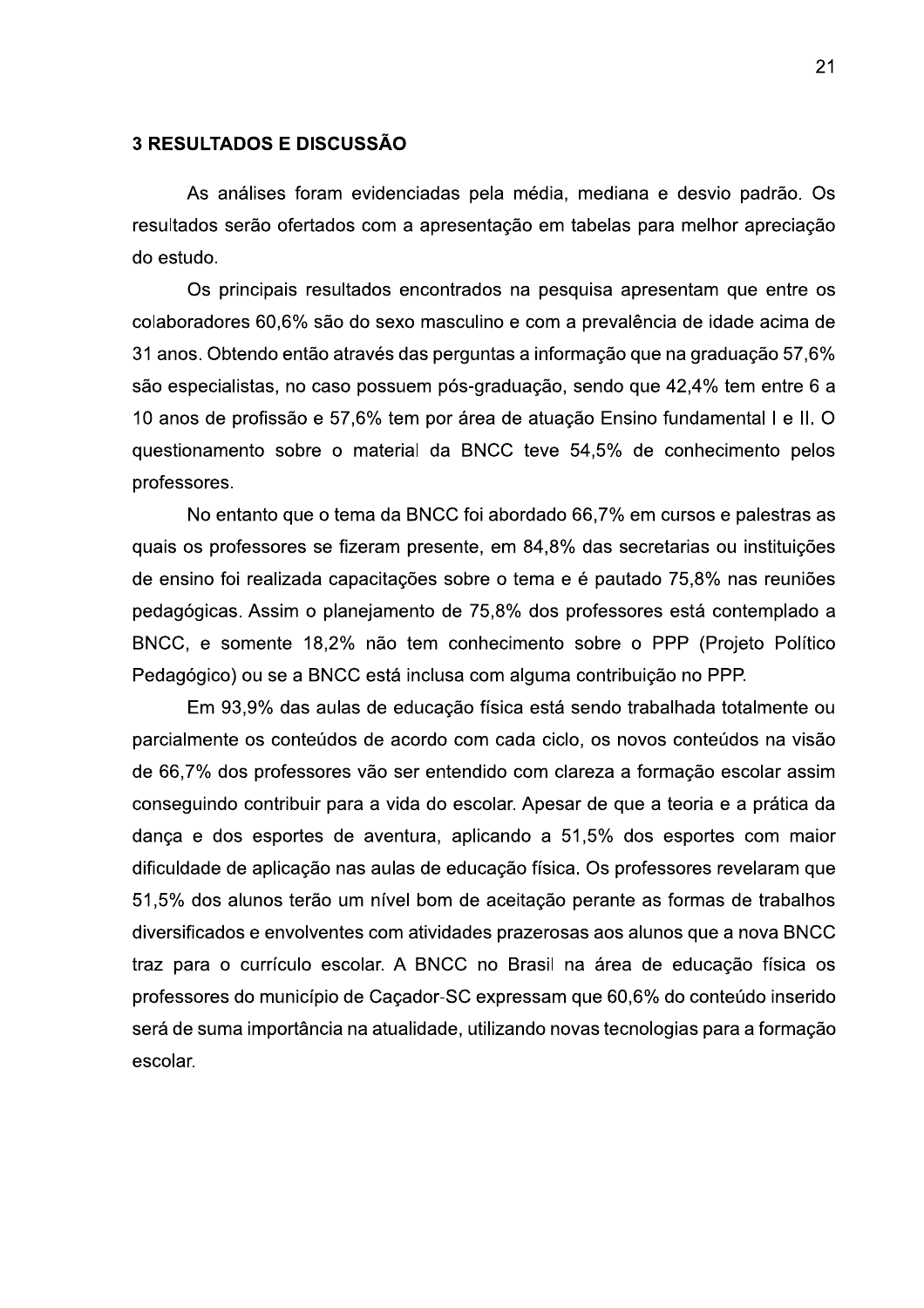## 3 RESULTADOS E DISCUSSÃO

As análises foram evidenciadas pela média, mediana e desvio padrão. Os resultados serão ofertados com a apresentação em tabelas para melhor apreciação do estudo.

Os principais resultados encontrados na pesquisa apresentam que entre os colaboradores 60,6% são do sexo masculino e com a prevalência de idade acima de 31 anos. Obtendo então através das perguntas a informação que na graduação 57,6% são especialistas, no caso possuem pós-graduação, sendo que 42,4% tem entre 6 a 10 anos de profissão e 57,6% tem por área de atuação Ensino fundamental I e II. O questionamento sobre o material da BNCC teve 54,5% de conhecimento pelos professores.

No entanto que o tema da BNCC foi abordado 66,7% em cursos e palestras as quais os professores se fizeram presente, em 84,8% das secretarias ou instituições de ensino foi realizada capacitações sobre o tema e é pautado 75,8% nas reuniões pedagógicas. Assim o planejamento de 75,8% dos professores está contemplado a BNCC, e somente 18,2% não tem conhecimento sobre o PPP (Projeto Político Pedagógico) ou se a BNCC está inclusa com alguma contribuição no PPP.

Em 93,9% das aulas de educação física está sendo trabalhada totalmente ou parcialmente os conteúdos de acordo com cada ciclo, os novos conteúdos na visão de 66,7% dos professores vão ser entendido com clareza a formação escolar assim conseguindo contribuir para a vida do escolar. Apesar de que a teoria e a prática da dança e dos esportes de aventura, aplicando a 51,5% dos esportes com maior dificuldade de aplicação nas aulas de educação física. Os professores revelaram que 51,5% dos alunos terão um nível bom de aceitação perante as formas de trabalhos diversificados e envolventes com atividades prazerosas aos alunos que a nova BNCC traz para o currículo escolar. A BNCC no Brasil na área de educação física os professores do município de Caçador-SC expressam que 60,6% do conteúdo inserido será de suma importância na atualidade, utilizando novas tecnologias para a formação escolar.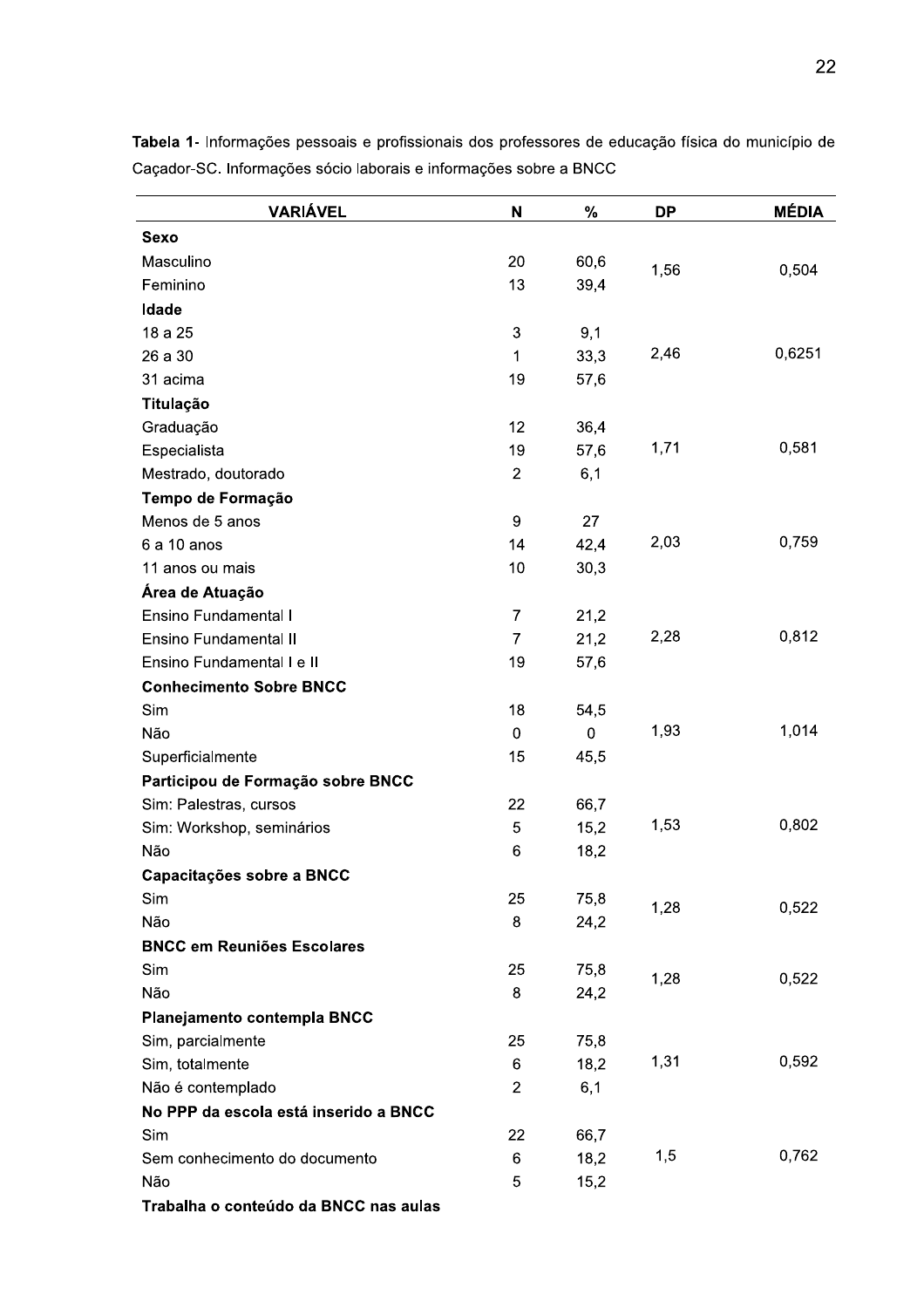**Tabela 1**- Informações pessoais e profissionais dos professores de educação física do município de Caçador-SC. Informações sócio laborais e informações sobre a BNCC

| VARIÁVEL | N | % | DP | MÉDIA |
|---|---|---|---|---|
| **Sexo** | | | | |
| Masculino | 20 | 60,6 | 1,56 | 0,504 |
| Feminino | 13 | 39,4 | | |
| **Idade** | | | | |
| 18 a 25 | 3 | 9,1 | | |
| 26 a 30 | 1 | 33,3 | 2,46 | 0,6251 |
| 31 acima | 19 | 57,6 | | |
| **Titulação** | | | | |
| Graduação | 12 | 36,4 | | |
| Especialista | 19 | 57,6 | 1,71 | 0,581 |
| Mestrado, doutorado | 2 | 6,1 | | |
| **Tempo de Formação** | | | | |
| Menos de 5 anos | 9 | 27 | | |
| 6 a 10 anos | 14 | 42,4 | 2,03 | 0,759 |
| 11 anos ou mais | 10 | 30,3 | | |
| **Área de Atuação** | | | | |
| Ensino Fundamental I | 7 | 21,2 | | |
| Ensino Fundamental II | 7 | 21,2 | 2,28 | 0,812 |
| Ensino Fundamental I e II | 19 | 57,6 | | |
| **Conhecimento Sobre BNCC** | | | | |
| Sim | 18 | 54,5 | | |
| Não | 0 | 0 | 1,93 | 1,014 |
| Superficialmente | 15 | 45,5 | | |
| **Participou de Formação sobre BNCC** | | | | |
| Sim: Palestras, cursos | 22 | 66,7 | | |
| Sim: Workshop, seminários | 5 | 15,2 | 1,53 | 0,802 |
| Não | 6 | 18,2 | | |
| **Capacitações sobre a BNCC** | | | | |
| Sim | 25 | 75,8 | 1,28 | 0,522 |
| Não | 8 | 24,2 | | |
| **BNCC em Reuniões Escolares** | | | | |
| Sim | 25 | 75,8 | 1,28 | 0,522 |
| Não | 8 | 24,2 | | |
| **Planejamento contempla BNCC** | | | | |
| Sim, parcialmente | 25 | 75,8 | | |
| Sim, totalmente | 6 | 18,2 | 1,31 | 0,592 |
| Não é contemplado | 2 | 6,1 | | |
| **No PPP da escola está inserido a BNCC** | | | | |
| Sim | 22 | 66,7 | | |
| Sem conhecimento do documento | 6 | 18,2 | 1,5 | 0,762 |
| Não | 5 | 15,2 | | |
| **Trabalha o conteúdo da BNCC nas aulas** | | | | |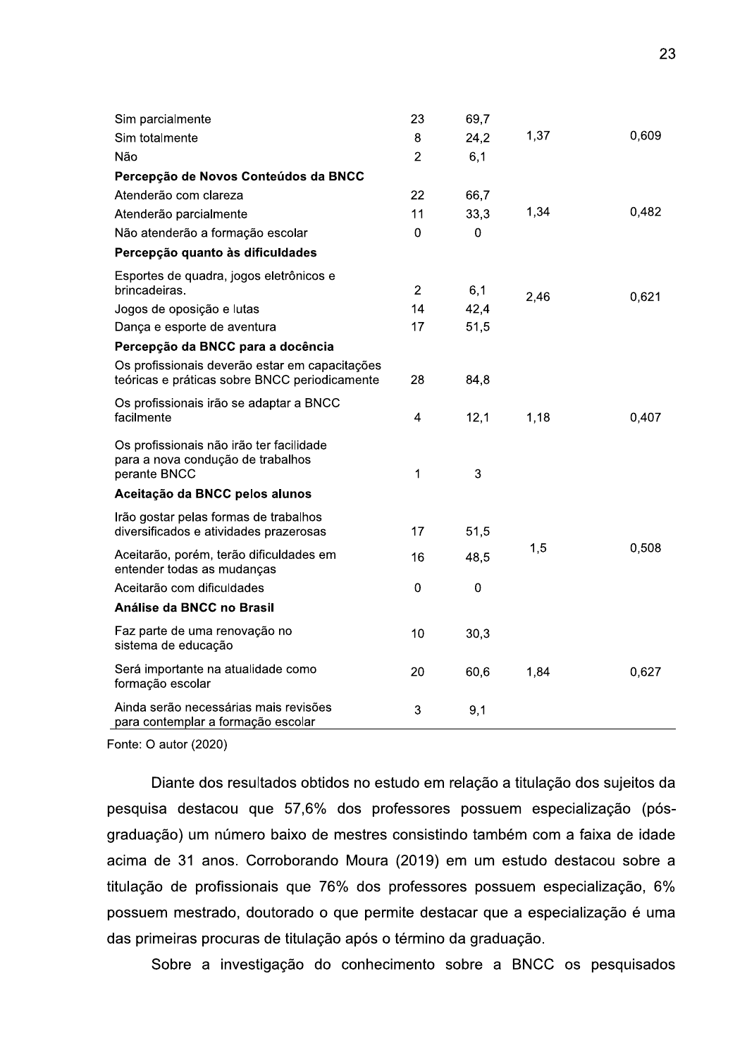| | | | | |
|---|---|---|---|---|
| Sim parcialmente | 23 | 69,7 | | |
| Sim totalmente | 8 | 24,2 | 1,37 | 0,609 |
| Não | 2 | 6,1 | | |
| **Percepção de Novos Conteúdos da BNCC** | | | | |
| Atenderão com clareza | 22 | 66,7 | | |
| Atenderão parcialmente | 11 | 33,3 | 1,34 | 0,482 |
| Não atenderão a formação escolar | 0 | 0 | | |
| **Percepção quanto às dificuldades** | | | | |
| Esportes de quadra, jogos eletrônicos e brincadeiras. | 2 | 6,1 | 2,46 | 0,621 |
| Jogos de oposição e lutas | 14 | 42,4 | | |
| Dança e esporte de aventura | 17 | 51,5 | | |
| **Percepção da BNCC para a docência** | | | | |
| Os profissionais deverão estar em capacitações teóricas e práticas sobre BNCC periodicamente | 28 | 84,8 | | |
| Os profissionais irão se adaptar a BNCC facilmente | 4 | 12,1 | 1,18 | 0,407 |
| Os profissionais não irão ter facilidade para a nova condução de trabalhos perante BNCC | 1 | 3 | | |
| **Aceitação da BNCC pelos alunos** | | | | |
| Irão gostar pelas formas de trabalhos diversificados e atividades prazerosas | 17 | 51,5 | | |
| Aceitarão, porém, terão dificuldades em entender todas as mudanças | 16 | 48,5 | 1,5 | 0,508 |
| Aceitarão com dificuldades | 0 | 0 | | |
| **Análise da BNCC no Brasil** | | | | |
| Faz parte de uma renovação no sistema de educação | 10 | 30,3 | | |
| Será importante na atualidade como formação escolar | 20 | 60,6 | 1,84 | 0,627 |
| Ainda serão necessárias mais revisões para contemplar a formação escolar | 3 | 9,1 | | |

Fonte: O autor (2020)

Diante dos resultados obtidos no estudo em relação a titulação dos sujeitos da pesquisa destacou que 57,6% dos professores possuem especialização (pós-graduação) um número baixo de mestres consistindo também com a faixa de idade acima de 31 anos. Corroborando Moura (2019) em um estudo destacou sobre a titulação de profissionais que 76% dos professores possuem especialização, 6% possuem mestrado, doutorado o que permite destacar que a especialização é uma das primeiras procuras de titulação após o término da graduação.

Sobre a investigação do conhecimento sobre a BNCC os pesquisados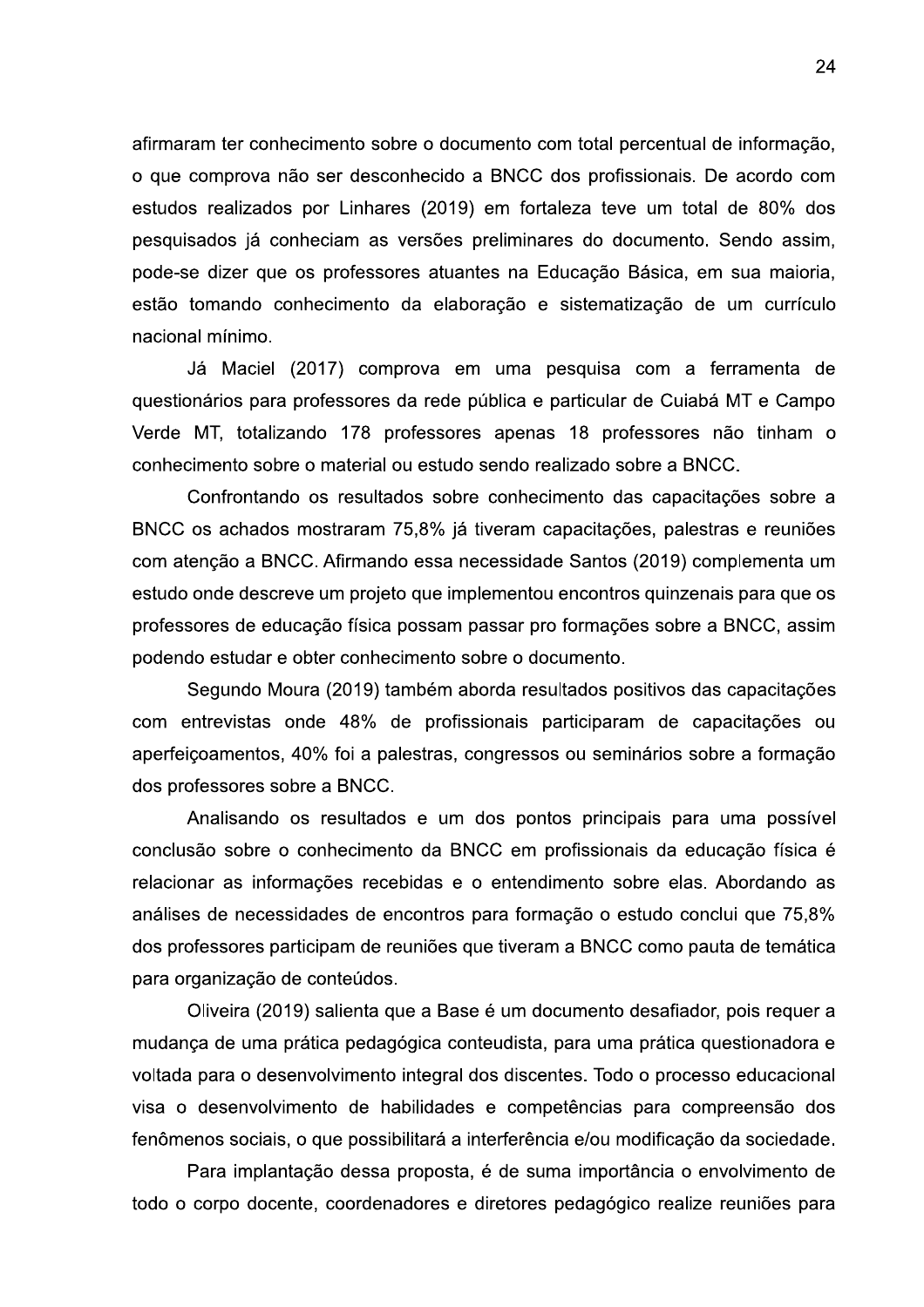afirmaram ter conhecimento sobre o documento com total percentual de informação, o que comprova não ser desconhecido a BNCC dos profissionais. De acordo com estudos realizados por Linhares (2019) em fortaleza teve um total de 80% dos pesquisados já conheciam as versões preliminares do documento. Sendo assim, pode-se dizer que os professores atuantes na Educação Básica, em sua maioria, estão tomando conhecimento da elaboração e sistematização de um currículo nacional mínimo.

Já Maciel (2017) comprova em uma pesquisa com a ferramenta de questionários para professores da rede pública e particular de Cuiabá MT e Campo Verde MT, totalizando 178 professores apenas 18 professores não tinham o conhecimento sobre o material ou estudo sendo realizado sobre a BNCC.

Confrontando os resultados sobre conhecimento das capacitações sobre a BNCC os achados mostraram 75,8% já tiveram capacitações, palestras e reuniões com atenção a BNCC. Afirmando essa necessidade Santos (2019) complementa um estudo onde descreve um projeto que implementou encontros quinzenais para que os professores de educação física possam passar pro formações sobre a BNCC, assim podendo estudar e obter conhecimento sobre o documento.

Segundo Moura (2019) também aborda resultados positivos das capacitações com entrevistas onde 48% de profissionais participaram de capacitações ou aperfeiçoamentos, 40% foi a palestras, congressos ou seminários sobre a formação dos professores sobre a BNCC.

Analisando os resultados e um dos pontos principais para uma possível conclusão sobre o conhecimento da BNCC em profissionais da educação física é relacionar as informações recebidas e o entendimento sobre elas. Abordando as análises de necessidades de encontros para formação o estudo conclui que 75,8% dos professores participam de reuniões que tiveram a BNCC como pauta de temática para organização de conteúdos.

Oliveira (2019) salienta que a Base é um documento desafiador, pois requer a mudança de uma prática pedagógica conteudista, para uma prática questionadora e voltada para o desenvolvimento integral dos discentes. Todo o processo educacional visa o desenvolvimento de habilidades e competências para compreensão dos fenômenos sociais, o que possibilitará a interferência e/ou modificação da sociedade.

Para implantação dessa proposta, é de suma importância o envolvimento de todo o corpo docente, coordenadores e diretores pedagógico realize reuniões para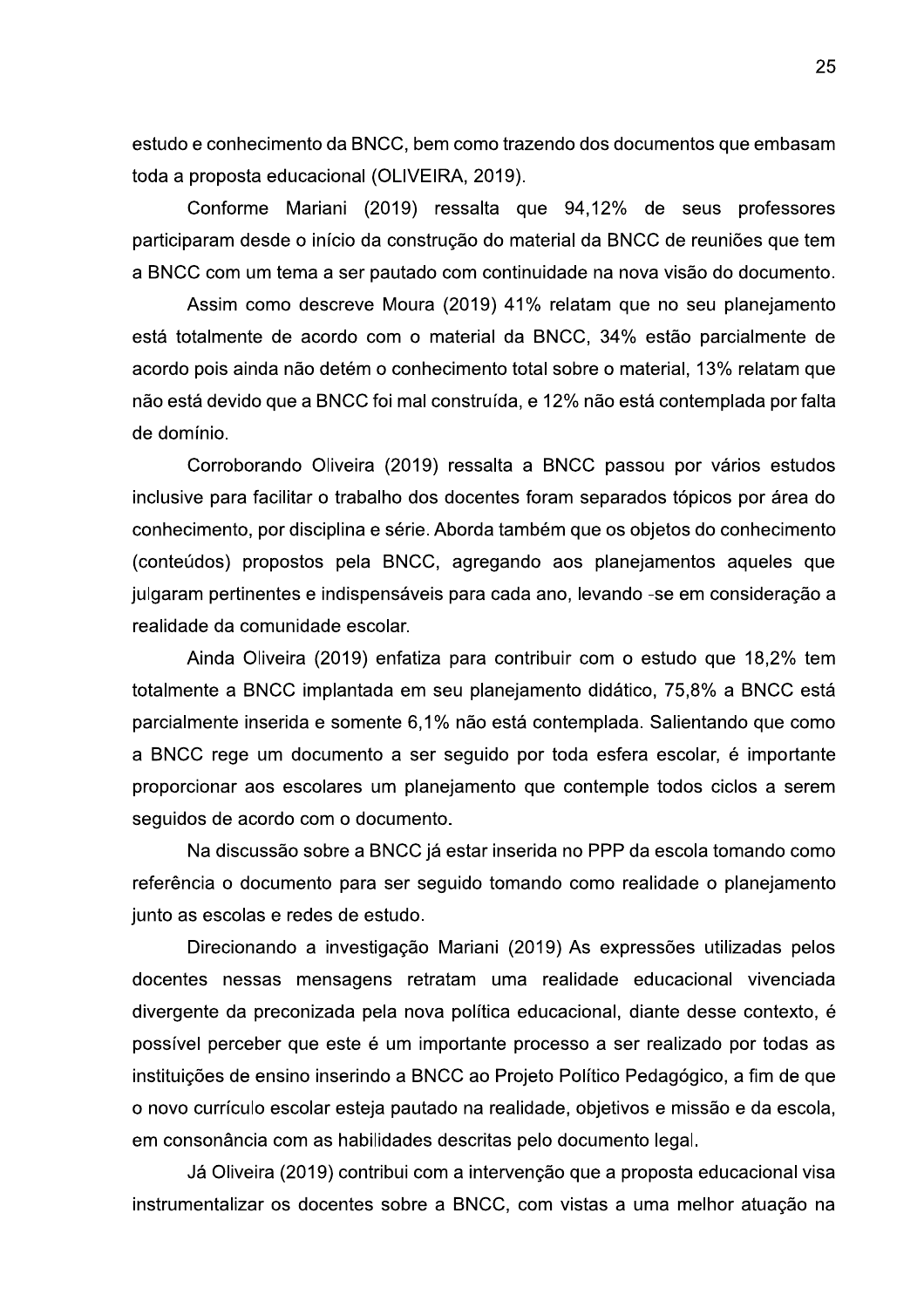estudo e conhecimento da BNCC, bem como trazendo dos documentos que embasam toda a proposta educacional (OLIVEIRA, 2019).

Conforme Mariani (2019) ressalta que 94,12% de seus professores participaram desde o início da construção do material da BNCC de reuniões que tem a BNCC com um tema a ser pautado com continuidade na nova visão do documento.

Assim como descreve Moura (2019) 41% relatam que no seu planejamento está totalmente de acordo com o material da BNCC, 34% estão parcialmente de acordo pois ainda não detém o conhecimento total sobre o material, 13% relatam que não está devido que a BNCC foi mal construída, e 12% não está contemplada por falta de domínio.

Corroborando Oliveira (2019) ressalta a BNCC passou por vários estudos inclusive para facilitar o trabalho dos docentes foram separados tópicos por área do conhecimento, por disciplina e série. Aborda também que os objetos do conhecimento (conteúdos) propostos pela BNCC, agregando aos planejamentos aqueles que julgaram pertinentes e indispensáveis para cada ano, levando -se em consideração a realidade da comunidade escolar.

Ainda Oliveira (2019) enfatiza para contribuir com o estudo que 18,2% tem totalmente a BNCC implantada em seu planejamento didático, 75,8% a BNCC está parcialmente inserida e somente 6,1% não está contemplada. Salientando que como a BNCC rege um documento a ser seguido por toda esfera escolar, é importante proporcionar aos escolares um planejamento que contemple todos ciclos a serem seguidos de acordo com o documento.

Na discussão sobre a BNCC já estar inserida no PPP da escola tomando como referência o documento para ser seguido tomando como realidade o planejamento junto as escolas e redes de estudo.

Direcionando a investigação Mariani (2019) As expressões utilizadas pelos docentes nessas mensagens retratam uma realidade educacional vivenciada divergente da preconizada pela nova política educacional, diante desse contexto, é possível perceber que este é um importante processo a ser realizado por todas as instituições de ensino inserindo a BNCC ao Projeto Político Pedagógico, a fim de que o novo currículo escolar esteja pautado na realidade, objetivos e missão e da escola, em consonância com as habilidades descritas pelo documento legal.

Já Oliveira (2019) contribui com a intervenção que a proposta educacional visa instrumentalizar os docentes sobre a BNCC, com vistas a uma melhor atuação na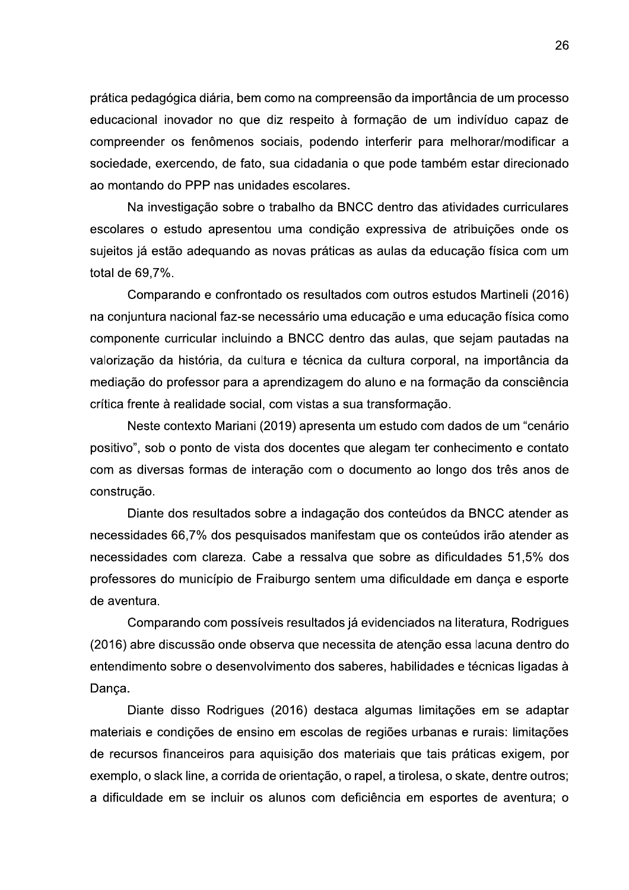prática pedagógica diária, bem como na compreensão da importância de um processo educacional inovador no que diz respeito à formação de um indivíduo capaz de compreender os fenômenos sociais, podendo interferir para melhorar/modificar a sociedade, exercendo, de fato, sua cidadania o que pode também estar direcionado ao montando do PPP nas unidades escolares.

Na investigação sobre o trabalho da BNCC dentro das atividades curriculares escolares o estudo apresentou uma condição expressiva de atribuições onde os sujeitos já estão adequando as novas práticas as aulas da educação física com um total de 69,7%.

Comparando e confrontado os resultados com outros estudos Martineli (2016) na conjuntura nacional faz-se necessário uma educação e uma educação física como componente curricular incluindo a BNCC dentro das aulas, que sejam pautadas na valorização da história, da cultura e técnica da cultura corporal, na importância da mediação do professor para a aprendizagem do aluno e na formação da consciência crítica frente à realidade social, com vistas a sua transformação.

Neste contexto Mariani (2019) apresenta um estudo com dados de um "cenário positivo", sob o ponto de vista dos docentes que alegam ter conhecimento e contato com as diversas formas de interação com o documento ao longo dos três anos de construção.

Diante dos resultados sobre a indagação dos conteúdos da BNCC atender as necessidades 66,7% dos pesquisados manifestam que os conteúdos irão atender as necessidades com clareza. Cabe a ressalva que sobre as dificuldades 51,5% dos professores do município de Fraiburgo sentem uma dificuldade em dança e esporte de aventura.

Comparando com possíveis resultados já evidenciados na literatura, Rodrigues (2016) abre discussão onde observa que necessita de atenção essa lacuna dentro do entendimento sobre o desenvolvimento dos saberes, habilidades e técnicas ligadas à Dança.

Diante disso Rodrigues (2016) destaca algumas limitações em se adaptar materiais e condições de ensino em escolas de regiões urbanas e rurais: limitações de recursos financeiros para aquisição dos materiais que tais práticas exigem, por exemplo, o slack line, a corrida de orientação, o rapel, a tirolesa, o skate, dentre outros; a dificuldade em se incluir os alunos com deficiência em esportes de aventura; o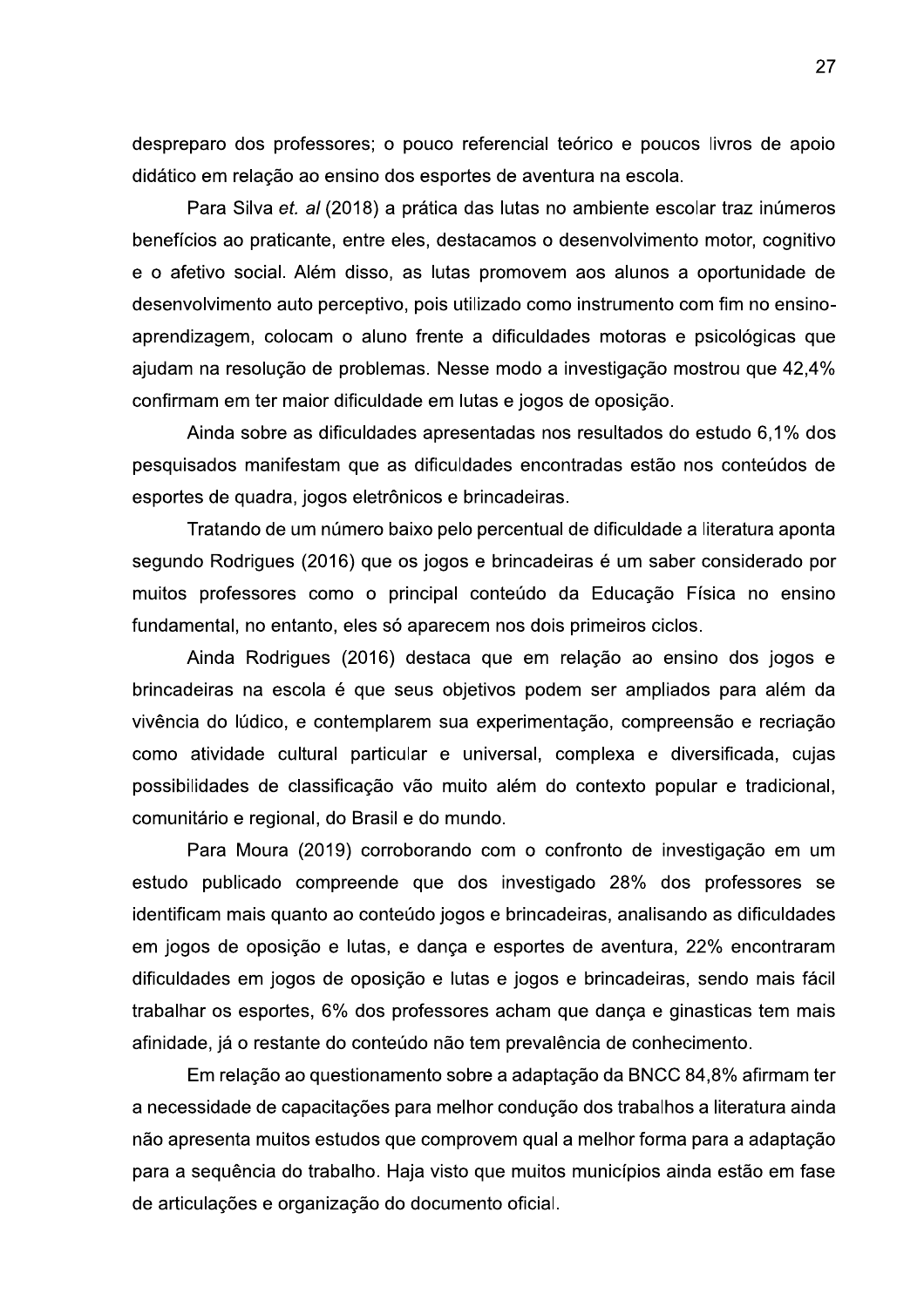despreparo dos professores; o pouco referencial teórico e poucos livros de apoio didático em relação ao ensino dos esportes de aventura na escola.

Para Silva *et. al* (2018) a prática das lutas no ambiente escolar traz inúmeros benefícios ao praticante, entre eles, destacamos o desenvolvimento motor, cognitivo e o afetivo social. Além disso, as lutas promovem aos alunos a oportunidade de desenvolvimento auto perceptivo, pois utilizado como instrumento com fim no ensino-aprendizagem, colocam o aluno frente a dificuldades motoras e psicológicas que ajudam na resolução de problemas. Nesse modo a investigação mostrou que 42,4% confirmam em ter maior dificuldade em lutas e jogos de oposição.

Ainda sobre as dificuldades apresentadas nos resultados do estudo 6,1% dos pesquisados manifestam que as dificuldades encontradas estão nos conteúdos de esportes de quadra, jogos eletrônicos e brincadeiras.

Tratando de um número baixo pelo percentual de dificuldade a literatura aponta segundo Rodrigues (2016) que os jogos e brincadeiras é um saber considerado por muitos professores como o principal conteúdo da Educação Física no ensino fundamental, no entanto, eles só aparecem nos dois primeiros ciclos.

Ainda Rodrigues (2016) destaca que em relação ao ensino dos jogos e brincadeiras na escola é que seus objetivos podem ser ampliados para além da vivência do lúdico, e contemplarem sua experimentação, compreensão e recriação como atividade cultural particular e universal, complexa e diversificada, cujas possibilidades de classificação vão muito além do contexto popular e tradicional, comunitário e regional, do Brasil e do mundo.

Para Moura (2019) corroborando com o confronto de investigação em um estudo publicado compreende que dos investigado 28% dos professores se identificam mais quanto ao conteúdo jogos e brincadeiras, analisando as dificuldades em jogos de oposição e lutas, e dança e esportes de aventura, 22% encontraram dificuldades em jogos de oposição e lutas e jogos e brincadeiras, sendo mais fácil trabalhar os esportes, 6% dos professores acham que dança e ginasticas tem mais afinidade, já o restante do conteúdo não tem prevalência de conhecimento.

Em relação ao questionamento sobre a adaptação da BNCC 84,8% afirmam ter a necessidade de capacitações para melhor condução dos trabalhos a literatura ainda não apresenta muitos estudos que comprovem qual a melhor forma para a adaptação para a sequência do trabalho. Haja visto que muitos municípios ainda estão em fase de articulações e organização do documento oficial.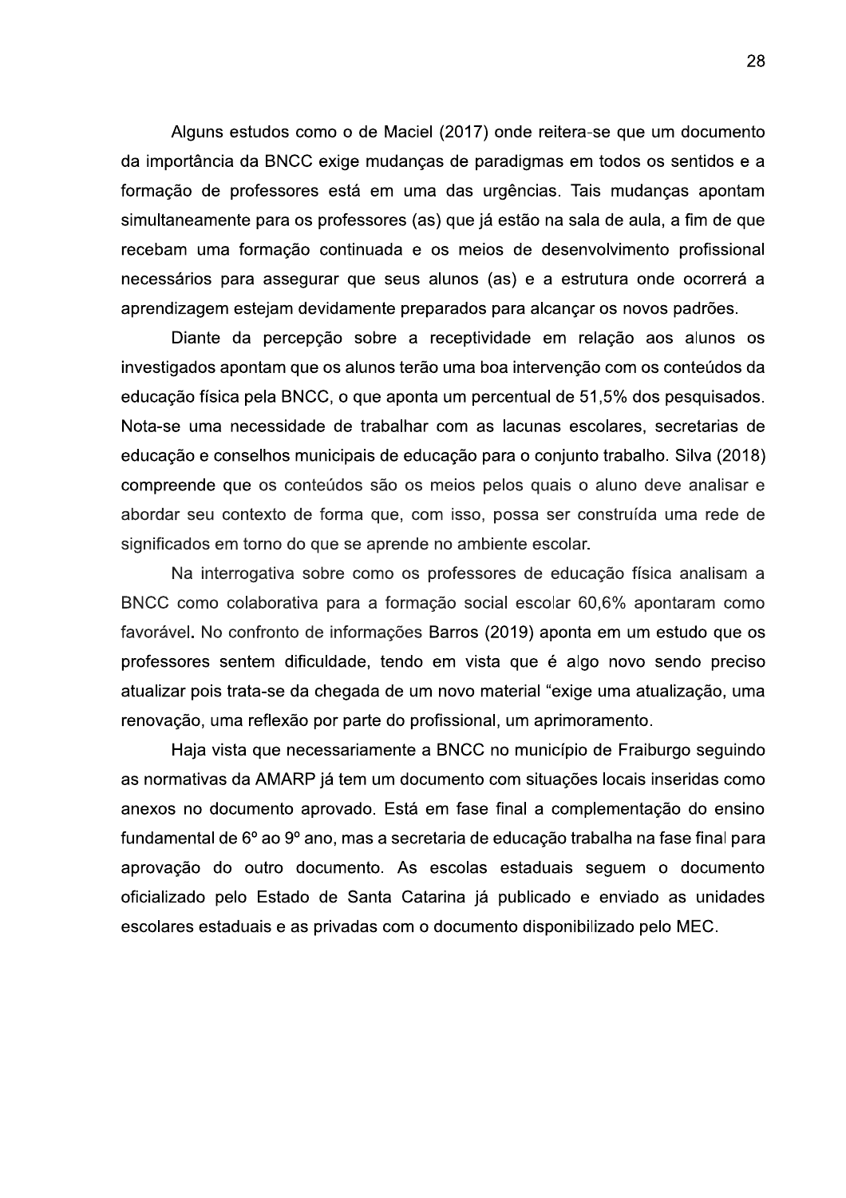Alguns estudos como o de Maciel (2017) onde reitera-se que um documento da importância da BNCC exige mudanças de paradigmas em todos os sentidos e a formação de professores está em uma das urgências. Tais mudanças apontam simultaneamente para os professores (as) que já estão na sala de aula, a fim de que recebam uma formação continuada e os meios de desenvolvimento profissional necessários para assegurar que seus alunos (as) e a estrutura onde ocorrerá a aprendizagem estejam devidamente preparados para alcançar os novos padrões.

Diante da percepção sobre a receptividade em relação aos alunos os investigados apontam que os alunos terão uma boa intervenção com os conteúdos da educação física pela BNCC, o que aponta um percentual de 51,5% dos pesquisados. Nota-se uma necessidade de trabalhar com as lacunas escolares, secretarias de educação e conselhos municipais de educação para o conjunto trabalho. Silva (2018) compreende que os conteúdos são os meios pelos quais o aluno deve analisar e abordar seu contexto de forma que, com isso, possa ser construída uma rede de significados em torno do que se aprende no ambiente escolar.

Na interrogativa sobre como os professores de educação física analisam a BNCC como colaborativa para a formação social escolar 60,6% apontaram como favorável. No confronto de informações Barros (2019) aponta em um estudo que os professores sentem dificuldade, tendo em vista que é algo novo sendo preciso atualizar pois trata-se da chegada de um novo material "exige uma atualização, uma renovação, uma reflexão por parte do profissional, um aprimoramento.

Haja vista que necessariamente a BNCC no município de Fraiburgo seguindo as normativas da AMARP já tem um documento com situações locais inseridas como anexos no documento aprovado. Está em fase final a complementação do ensino fundamental de 6º ao 9º ano, mas a secretaria de educação trabalha na fase final para aprovação do outro documento. As escolas estaduais seguem o documento oficializado pelo Estado de Santa Catarina já publicado e enviado as unidades escolares estaduais e as privadas com o documento disponibilizado pelo MEC.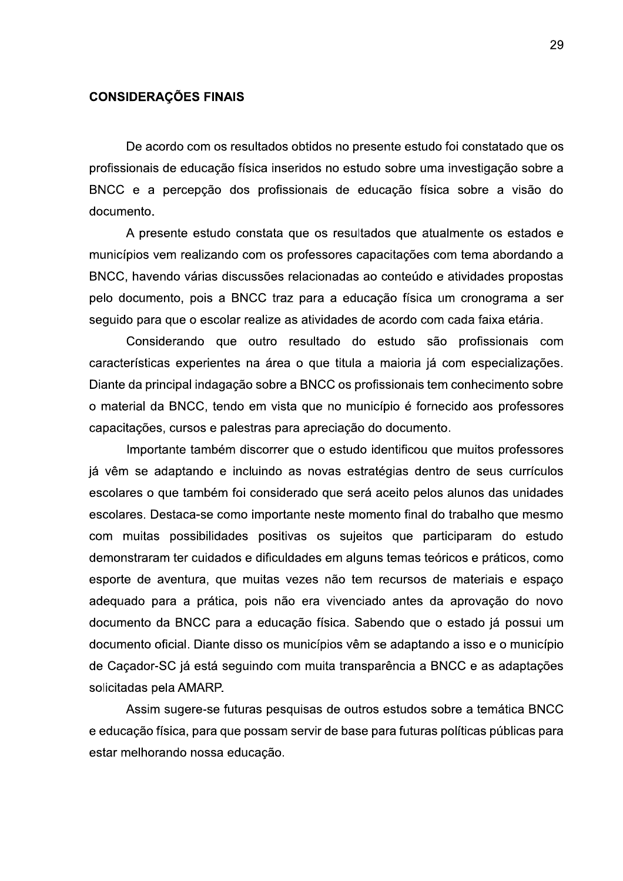## CONSIDERAÇÕES FINAIS

De acordo com os resultados obtidos no presente estudo foi constatado que os profissionais de educação física inseridos no estudo sobre uma investigação sobre a BNCC e a percepção dos profissionais de educação física sobre a visão do documento.

A presente estudo constata que os resultados que atualmente os estados e municípios vem realizando com os professores capacitações com tema abordando a BNCC, havendo várias discussões relacionadas ao conteúdo e atividades propostas pelo documento, pois a BNCC traz para a educação física um cronograma a ser seguido para que o escolar realize as atividades de acordo com cada faixa etária.

Considerando que outro resultado do estudo são profissionais com características experientes na área o que titula a maioria já com especializações. Diante da principal indagação sobre a BNCC os profissionais tem conhecimento sobre o material da BNCC, tendo em vista que no município é fornecido aos professores capacitações, cursos e palestras para apreciação do documento.

Importante também discorrer que o estudo identificou que muitos professores já vêm se adaptando e incluindo as novas estratégias dentro de seus currículos escolares o que também foi considerado que será aceito pelos alunos das unidades escolares. Destaca-se como importante neste momento final do trabalho que mesmo com muitas possibilidades positivas os sujeitos que participaram do estudo demonstraram ter cuidados e dificuldades em alguns temas teóricos e práticos, como esporte de aventura, que muitas vezes não tem recursos de materiais e espaço adequado para a prática, pois não era vivenciado antes da aprovação do novo documento da BNCC para a educação física. Sabendo que o estado já possui um documento oficial. Diante disso os municípios vêm se adaptando a isso e o município de Caçador-SC já está seguindo com muita transparência a BNCC e as adaptações solicitadas pela AMARP.

Assim sugere-se futuras pesquisas de outros estudos sobre a temática BNCC e educação física, para que possam servir de base para futuras políticas públicas para estar melhorando nossa educação.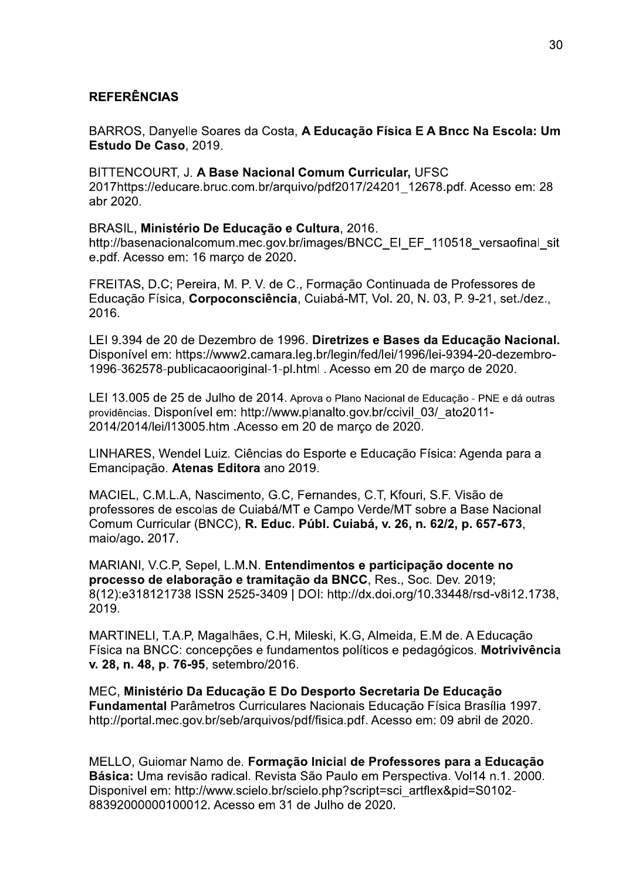**REFERÊNCIAS**

BARROS, Danyelle Soares da Costa, **A Educação Física E A Bncc Na Escola: Um Estudo De Caso**, 2019.

BITTENCOURT, J. **A Base Nacional Comum Curricular,** UFSC 2017https://educare.bruc.com.br/arquivo/pdf2017/24201_12678.pdf. Acesso em: 28 abr 2020.

BRASIL, **Ministério De Educação e Cultura**, 2016. http://basenacionalcomum.mec.gov.br/images/BNCC_EI_EF_110518_versaofinal_site.pdf. Acesso em: 16 março de 2020.

FREITAS, D.C; Pereira, M. P. V. de C., Formação Continuada de Professores de Educação Física, **Corpoconsciência**, Cuiabá-MT, Vol. 20, N. 03, P. 9-21, set./dez., 2016.

LEI 9.394 de 20 de Dezembro de 1996. **Diretrizes e Bases da Educação Nacional.** Disponível em: https://www2.camara.leg.br/legin/fed/lei/1996/lei-9394-20-dezembro-1996-362578-publicacaooriginal-1-pl.html . Acesso em 20 de março de 2020.

LEI 13.005 de 25 de Julho de 2014. Aprova o Plano Nacional de Educação - PNE e dá outras providências. Disponível em: http://www.planalto.gov.br/ccivil_03/_ato2011-2014/2014/lei/l13005.htm .Acesso em 20 de março de 2020.

LINHARES, Wendel Luiz. Ciências do Esporte e Educação Física: Agenda para a Emancipação. **Atenas Editora** ano 2019.

MACIEL, C.M.L.A, Nascimento, G.C, Fernandes, C.T, Kfouri, S.F. Visão de professores de escolas de Cuiabá/MT e Campo Verde/MT sobre a Base Nacional Comum Curricular (BNCC), **R. Educ. Públ. Cuiabá, v. 26, n. 62/2, p. 657-673**, maio/ago**.** 2017.

MARIANI, V.C.P, Sepel, L.M.N. **Entendimentos e participação docente no processo de elaboração e tramitação da BNCC**, Res., Soc. Dev. 2019; 8(12):e318121738 ISSN 2525-3409 | DOI: http://dx.doi.org/10.33448/rsd-v8i12.1738, 2019.

MARTINELI, T.A.P, Magalhães, C.H, Mileski, K.G, Almeida, E.M de. A Educação Física na BNCC: concepções e fundamentos políticos e pedagógicos. **Motrivivência v. 28, n. 48, p. 76-95**, setembro/2016.

MEC, **Ministério Da Educação E Do Desporto Secretaria De Educação Fundamental** Parâmetros Curriculares Nacionais Educação Física Brasília 1997. http://portal.mec.gov.br/seb/arquivos/pdf/fisica.pdf. Acesso em: 09 abril de 2020.

MELLO, Guiomar Namo de. **Formação Inicial de Professores para a Educação Básica:** Uma revisão radical. Revista São Paulo em Perspectiva. Vol14 n.1. 2000. Disponivel em: http://www.scielo.br/scielo.php?script=sci_artflex&pid=S0102-88392000000100012. Acesso em 31 de Julho de 2020.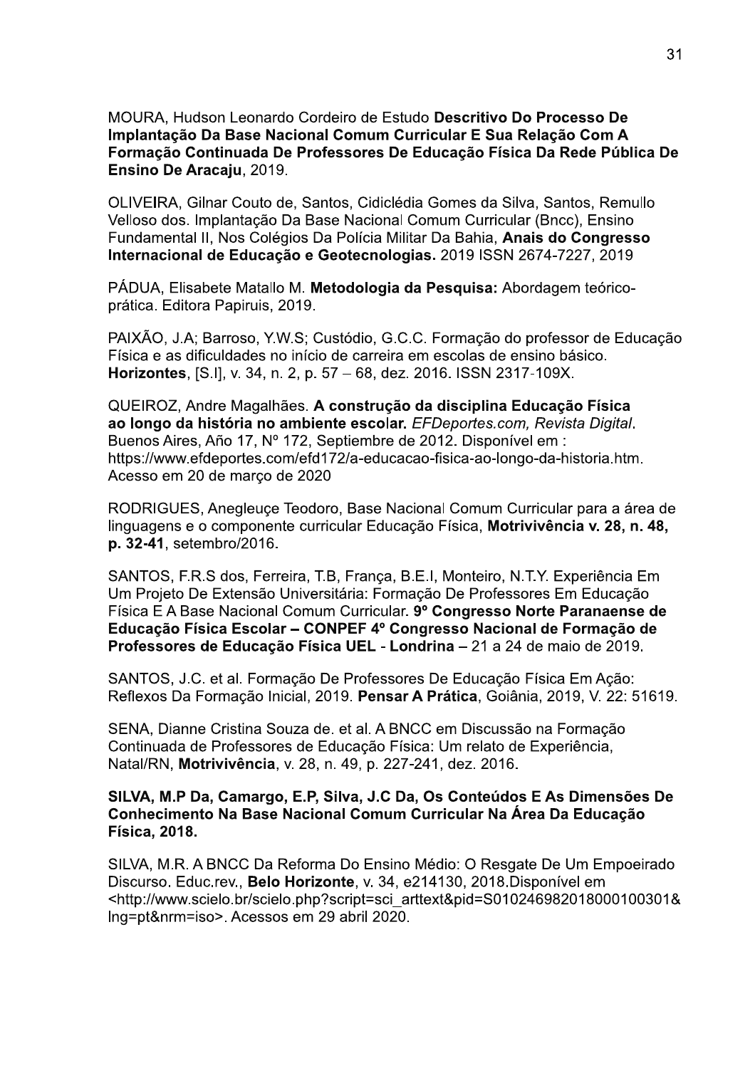MOURA, Hudson Leonardo Cordeiro de Estudo **Descritivo Do Processo De Implantação Da Base Nacional Comum Curricular E Sua Relação Com A Formação Continuada De Professores De Educação Física Da Rede Pública De Ensino De Aracaju**, 2019.

OLIVEIRA, Gilnar Couto de, Santos, Cidiclédia Gomes da Silva, Santos, Remullo Velloso dos. Implantação Da Base Nacional Comum Curricular (Bncc), Ensino Fundamental II, Nos Colégios Da Polícia Militar Da Bahia, **Anais do Congresso Internacional de Educação e Geotecnologias.** 2019 ISSN 2674-7227, 2019

PÁDUA, Elisabete Matallo M. **Metodologia da Pesquisa:** Abordagem teórico-prática. Editora Papiruis, 2019.

PAIXÃO, J.A; Barroso, Y.W.S; Custódio, G.C.C. Formação do professor de Educação Física e as dificuldades no início de carreira em escolas de ensino básico. **Horizontes**, [S.I], v. 34, n. 2, p. 57 – 68, dez. 2016. ISSN 2317-109X.

QUEIROZ, Andre Magalhães. **A construção da disciplina Educação Física ao longo da história no ambiente escolar.** *EFDeportes.com, Revista Digital*. Buenos Aires, Año 17, Nº 172, Septiembre de 2012. Disponível em : https://www.efdeportes.com/efd172/a-educacao-fisica-ao-longo-da-historia.htm. Acesso em 20 de março de 2020

RODRIGUES, Anegleuçe Teodoro, Base Nacional Comum Curricular para a área de linguagens e o componente curricular Educação Física, **Motrivivência v. 28, n. 48, p. 32-41**, setembro/2016.

SANTOS, F.R.S dos, Ferreira, T.B, França, B.E.I, Monteiro, N.T.Y. Experiência Em Um Projeto De Extensão Universitária: Formação De Professores Em Educação Física E A Base Nacional Comum Curricular. **9º Congresso Norte Paranaense de Educação Física Escolar – CONPEF 4º Congresso Nacional de Formação de Professores de Educação Física UEL - Londrina** – 21 a 24 de maio de 2019.

SANTOS, J.C. et al. Formação De Professores De Educação Física Em Ação: Reflexos Da Formação Inicial, 2019. **Pensar A Prática**, Goiânia, 2019, V. 22: 51619.

SENA, Dianne Cristina Souza de. et al. A BNCC em Discussão na Formação Continuada de Professores de Educação Física: Um relato de Experiência, Natal/RN, **Motrivivência**, v. 28, n. 49, p. 227-241, dez. 2016.

**SILVA, M.P Da, Camargo, E.P, Silva, J.C Da, Os Conteúdos E As Dimensões De Conhecimento Na Base Nacional Comum Curricular Na Área Da Educação Física, 2018.**

SILVA, M.R. A BNCC Da Reforma Do Ensino Médio: O Resgate De Um Empoeirado Discurso. Educ.rev., **Belo Horizonte**, v. 34, e214130, 2018.Disponível em <http://www.scielo.br/scielo.php?script=sci_arttext&pid=S010246982018000100301&lng=pt&nrm=iso>. Acessos em 29 abril 2020.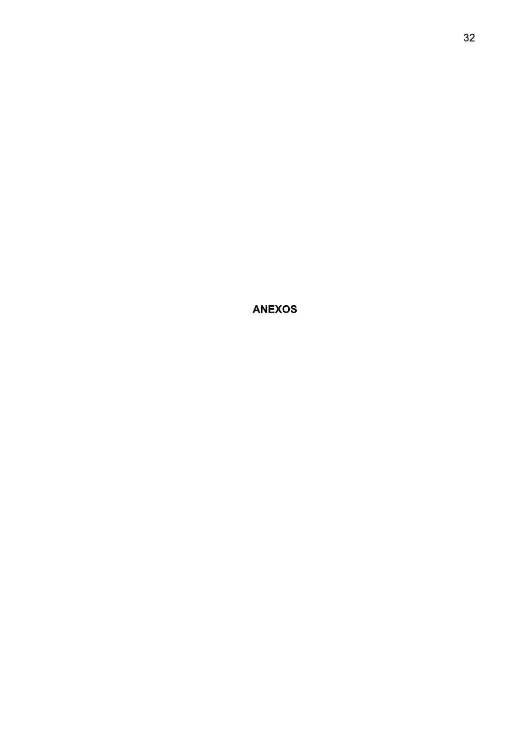# ANEXOS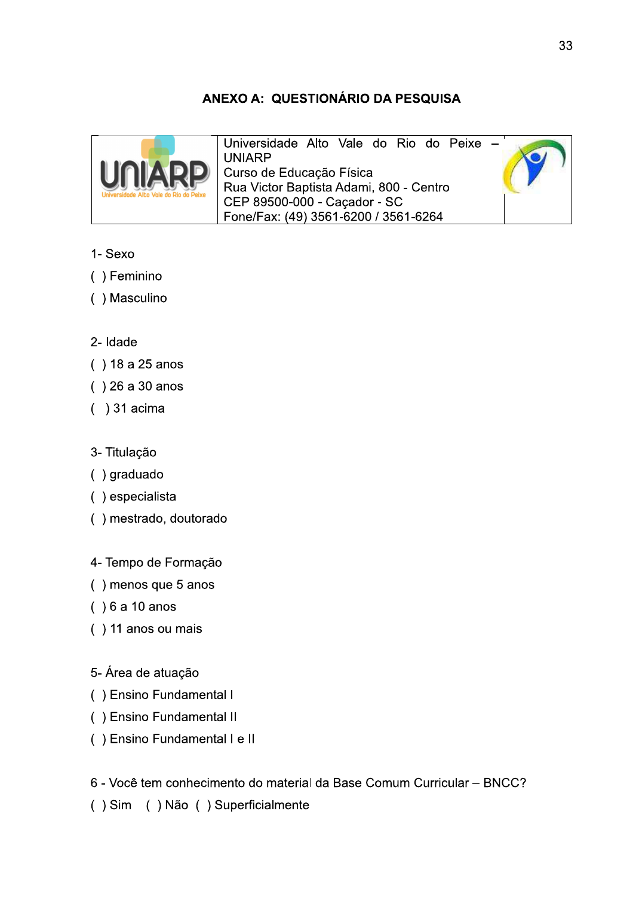## ANEXO A: QUESTIONÁRIO DA PESQUISA

| | Universidade Alto Vale do Rio do Peixe – UNIARP<br>Curso de Educação Física<br>Rua Victor Baptista Adami, 800 - Centro<br>CEP 89500-000 - Caçador - SC<br>Fone/Fax: (49) 3561-6200 / 3561-6264 | |
|---|---|---|

1- Sexo

( ) Feminino

( ) Masculino

2- Idade

( ) 18 a 25 anos

( ) 26 a 30 anos

( ) 31 acima

3- Titulação

( ) graduado

( ) especialista

( ) mestrado, doutorado

4- Tempo de Formação

( ) menos que 5 anos

( ) 6 a 10 anos

( ) 11 anos ou mais

5- Área de atuação

( ) Ensino Fundamental I

( ) Ensino Fundamental II

( ) Ensino Fundamental I e II

6 - Você tem conhecimento do material da Base Comum Curricular – BNCC?

( ) Sim ( ) Não ( ) Superficialmente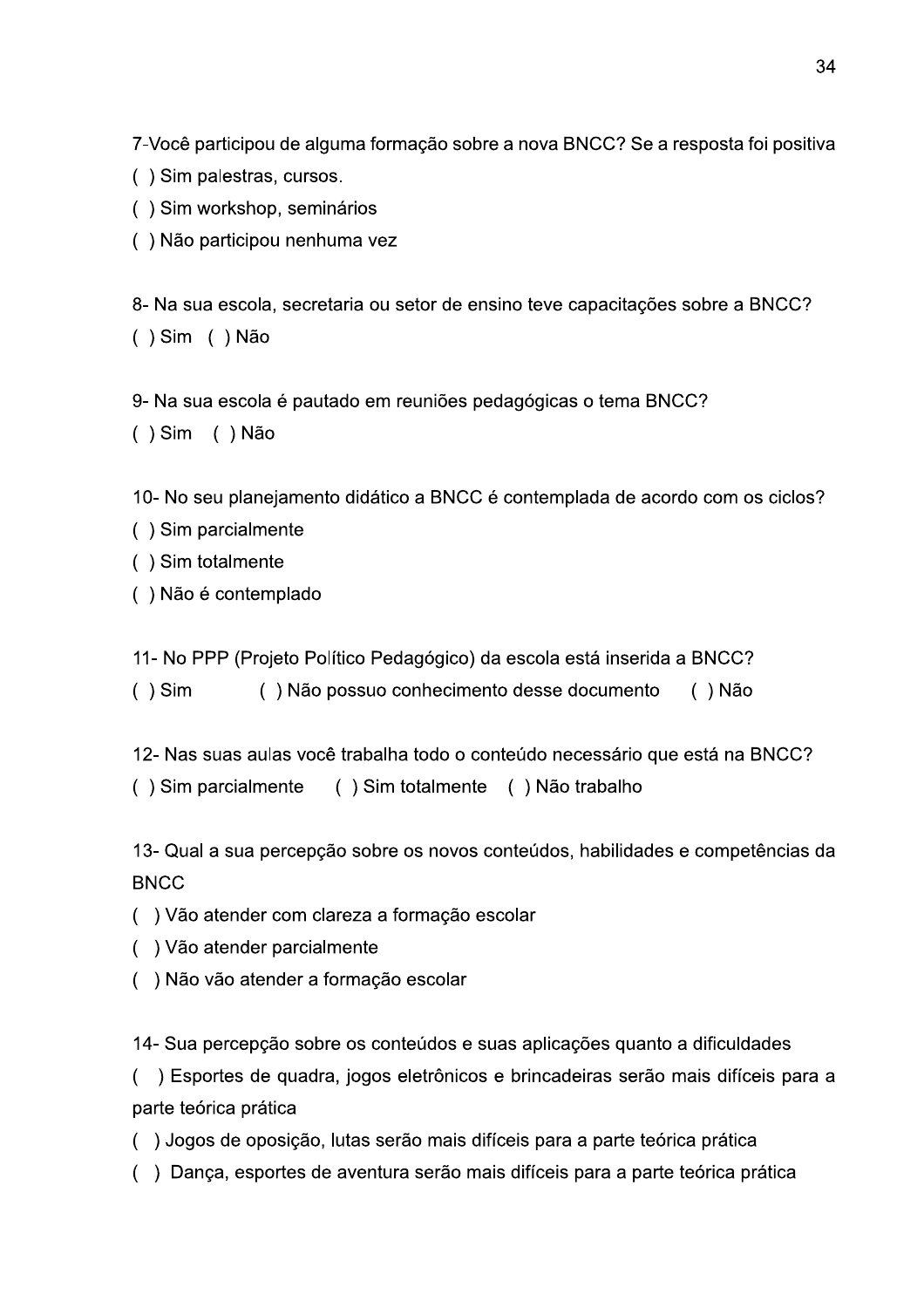7-Você participou de alguma formação sobre a nova BNCC? Se a resposta foi positiva

( ) Sim palestras, cursos.

( ) Sim workshop, seminários

( ) Não participou nenhuma vez

8- Na sua escola, secretaria ou setor de ensino teve capacitações sobre a BNCC?

( ) Sim ( ) Não

9- Na sua escola é pautado em reuniões pedagógicas o tema BNCC?

( ) Sim ( ) Não

10- No seu planejamento didático a BNCC é contemplada de acordo com os ciclos?

( ) Sim parcialmente

( ) Sim totalmente

( ) Não é contemplado

11- No PPP (Projeto Político Pedagógico) da escola está inserida a BNCC?

( ) Sim ( ) Não possuo conhecimento desse documento ( ) Não

12- Nas suas aulas você trabalha todo o conteúdo necessário que está na BNCC?

( ) Sim parcialmente ( ) Sim totalmente ( ) Não trabalho

13- Qual a sua percepção sobre os novos conteúdos, habilidades e competências da BNCC

( ) Vão atender com clareza a formação escolar

( ) Vão atender parcialmente

( ) Não vão atender a formação escolar

14- Sua percepção sobre os conteúdos e suas aplicações quanto a dificuldades

( ) Esportes de quadra, jogos eletrônicos e brincadeiras serão mais difíceis para a parte teórica prática

( ) Jogos de oposição, lutas serão mais difíceis para a parte teórica prática

( ) Dança, esportes de aventura serão mais difíceis para a parte teórica prática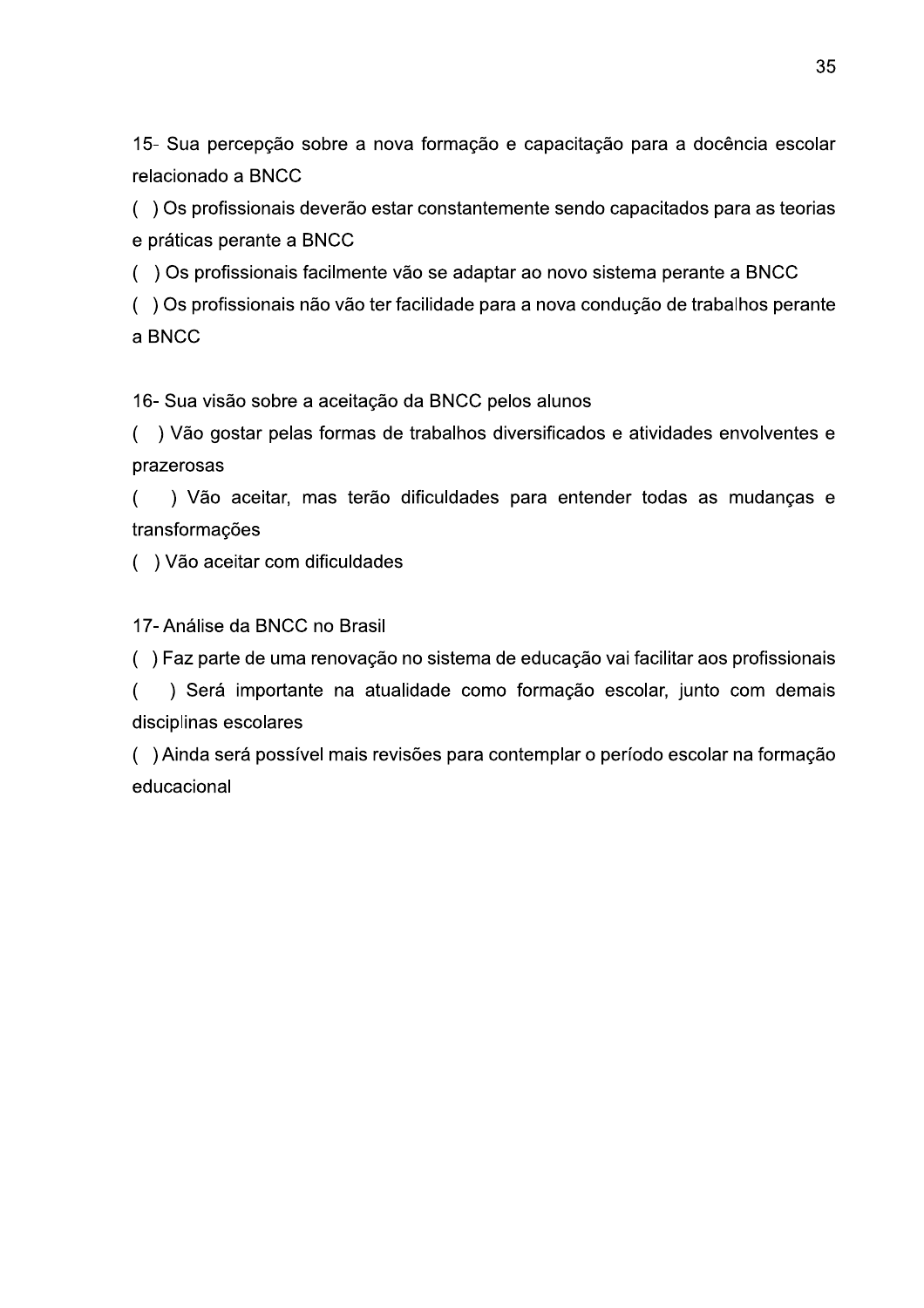15- Sua percepção sobre a nova formação e capacitação para a docência escolar relacionado a BNCC

( ) Os profissionais deverão estar constantemente sendo capacitados para as teorias e práticas perante a BNCC

( ) Os profissionais facilmente vão se adaptar ao novo sistema perante a BNCC

( ) Os profissionais não vão ter facilidade para a nova condução de trabalhos perante a BNCC

16- Sua visão sobre a aceitação da BNCC pelos alunos

( ) Vão gostar pelas formas de trabalhos diversificados e atividades envolventes e prazerosas

( ) Vão aceitar, mas terão dificuldades para entender todas as mudanças e transformações

( ) Vão aceitar com dificuldades

17- Análise da BNCC no Brasil

( ) Faz parte de uma renovação no sistema de educação vai facilitar aos profissionais

( ) Será importante na atualidade como formação escolar, junto com demais disciplinas escolares

( ) Ainda será possível mais revisões para contemplar o período escolar na formação educacional